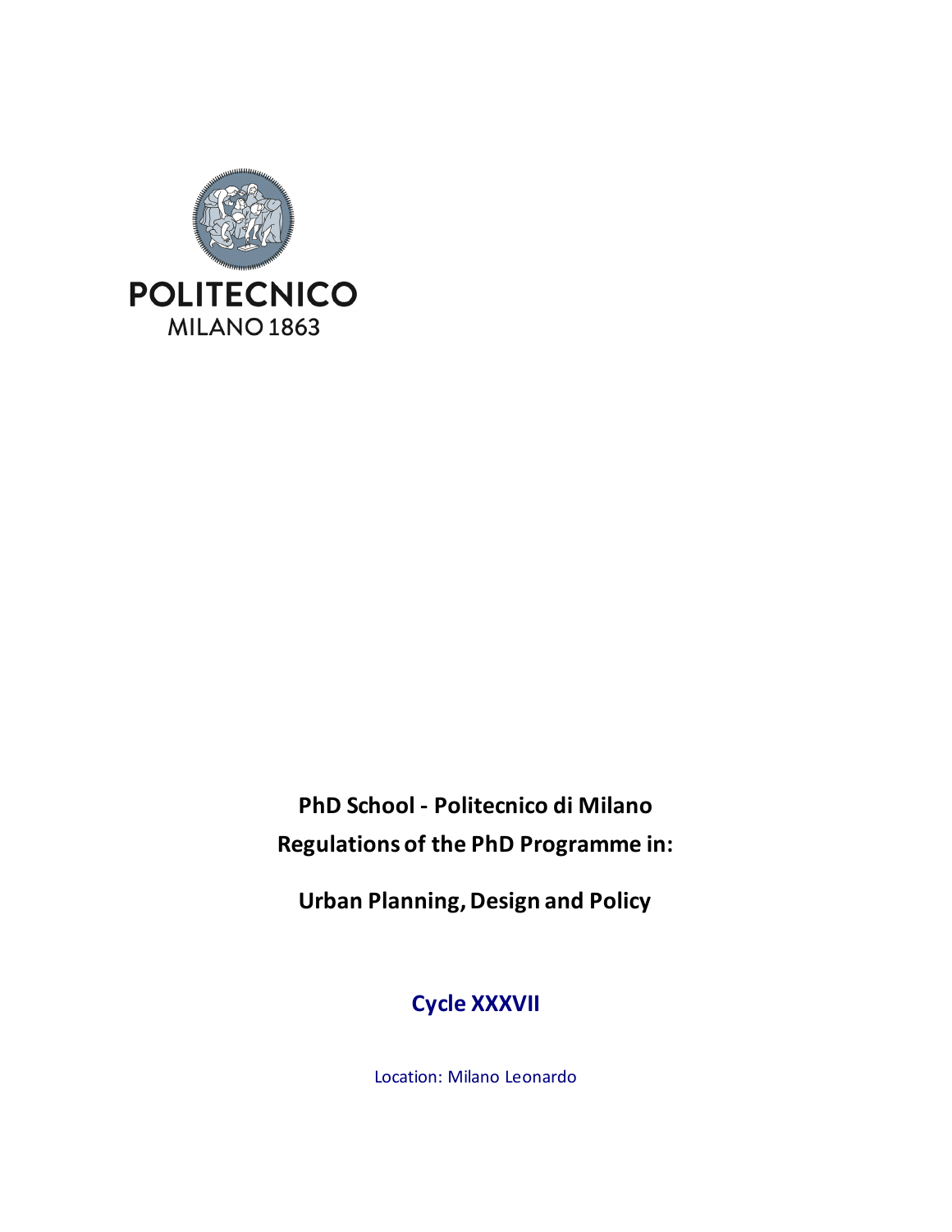POLITECNICO
MILANO 1863

**PhD School - Politecnico di Milano**
**Regulations of the PhD Programme in:**

# Urban Planning, Design and Policy

## Cycle XXXVII

Location: Milano Leonardo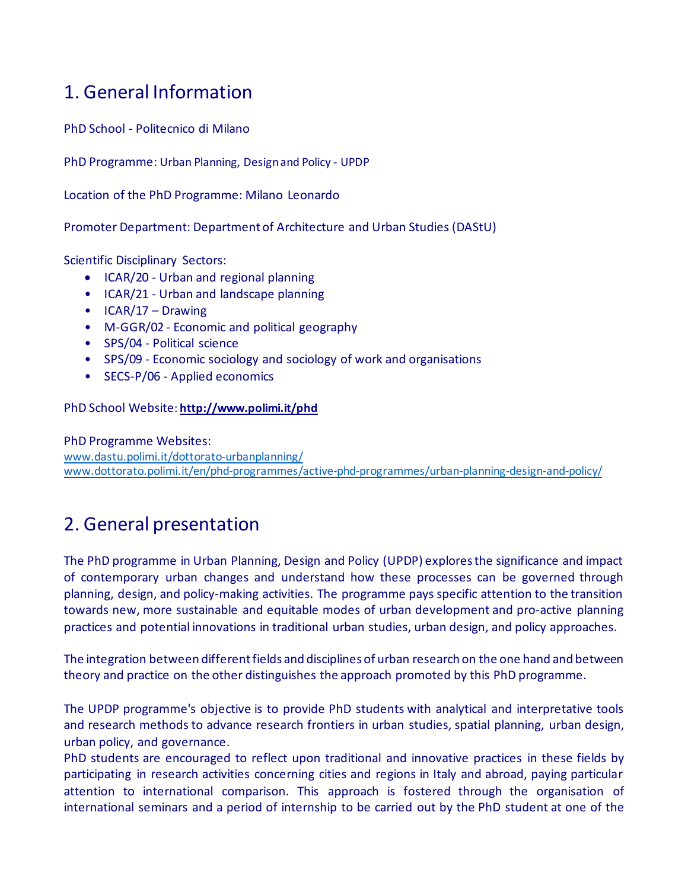# 1. General Information

PhD School - Politecnico di Milano

PhD Programme: Urban Planning, Design and Policy - UPDP

Location of the PhD Programme: Milano Leonardo

Promoter Department: Department of Architecture and Urban Studies (DAStU)

Scientific Disciplinary Sectors:

- ICAR/20 - Urban and regional planning
- ICAR/21 - Urban and landscape planning
- ICAR/17 – Drawing
- M-GGR/02 - Economic and political geography
- SPS/04 - Political science
- SPS/09 - Economic sociology and sociology of work and organisations
- SECS-P/06 - Applied economics

PhD School Website: **http://www.polimi.it/phd**

PhD Programme Websites:
www.dastu.polimi.it/dottorato-urbanplanning/
www.dottorato.polimi.it/en/phd-programmes/active-phd-programmes/urban-planning-design-and-policy/

# 2. General presentation

The PhD programme in Urban Planning, Design and Policy (UPDP) explores the significance and impact of contemporary urban changes and understand how these processes can be governed through planning, design, and policy-making activities. The programme pays specific attention to the transition towards new, more sustainable and equitable modes of urban development and pro-active planning practices and potential innovations in traditional urban studies, urban design, and policy approaches.

The integration between different fields and disciplines of urban research on the one hand and between theory and practice on the other distinguishes the approach promoted by this PhD programme.

The UPDP programme's objective is to provide PhD students with analytical and interpretative tools and research methods to advance research frontiers in urban studies, spatial planning, urban design, urban policy, and governance.
PhD students are encouraged to reflect upon traditional and innovative practices in these fields by participating in research activities concerning cities and regions in Italy and abroad, paying particular attention to international comparison. This approach is fostered through the organisation of international seminars and a period of internship to be carried out by the PhD student at one of the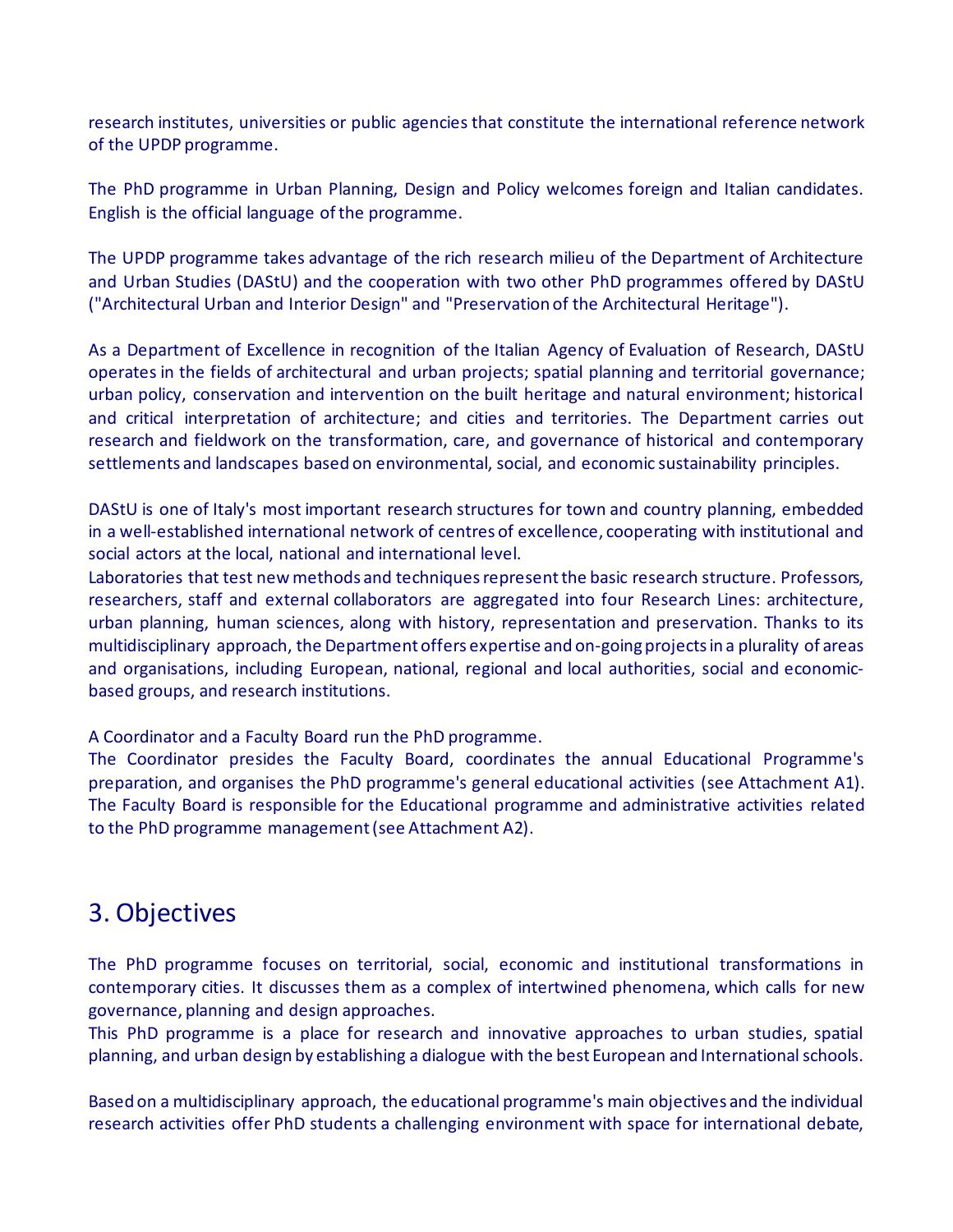research institutes, universities or public agencies that constitute the international reference network of the UPDP programme.

The PhD programme in Urban Planning, Design and Policy welcomes foreign and Italian candidates. English is the official language of the programme.

The UPDP programme takes advantage of the rich research milieu of the Department of Architecture and Urban Studies (DAStU) and the cooperation with two other PhD programmes offered by DAStU ("Architectural Urban and Interior Design" and "Preservation of the Architectural Heritage").

As a Department of Excellence in recognition of the Italian Agency of Evaluation of Research, DAStU operates in the fields of architectural and urban projects; spatial planning and territorial governance; urban policy, conservation and intervention on the built heritage and natural environment; historical and critical interpretation of architecture; and cities and territories. The Department carries out research and fieldwork on the transformation, care, and governance of historical and contemporary settlements and landscapes based on environmental, social, and economic sustainability principles.

DAStU is one of Italy's most important research structures for town and country planning, embedded in a well-established international network of centres of excellence, cooperating with institutional and social actors at the local, national and international level.
Laboratories that test new methods and techniques represent the basic research structure. Professors, researchers, staff and external collaborators are aggregated into four Research Lines: architecture, urban planning, human sciences, along with history, representation and preservation. Thanks to its multidisciplinary approach, the Department offers expertise and on-going projects in a plurality of areas and organisations, including European, national, regional and local authorities, social and economic-based groups, and research institutions.

A Coordinator and a Faculty Board run the PhD programme.
The Coordinator presides the Faculty Board, coordinates the annual Educational Programme's preparation, and organises the PhD programme's general educational activities (see Attachment A1). The Faculty Board is responsible for the Educational programme and administrative activities related to the PhD programme management (see Attachment A2).

## 3. Objectives

The PhD programme focuses on territorial, social, economic and institutional transformations in contemporary cities. It discusses them as a complex of intertwined phenomena, which calls for new governance, planning and design approaches.
This PhD programme is a place for research and innovative approaches to urban studies, spatial planning, and urban design by establishing a dialogue with the best European and International schools.

Based on a multidisciplinary approach, the educational programme's main objectives and the individual research activities offer PhD students a challenging environment with space for international debate,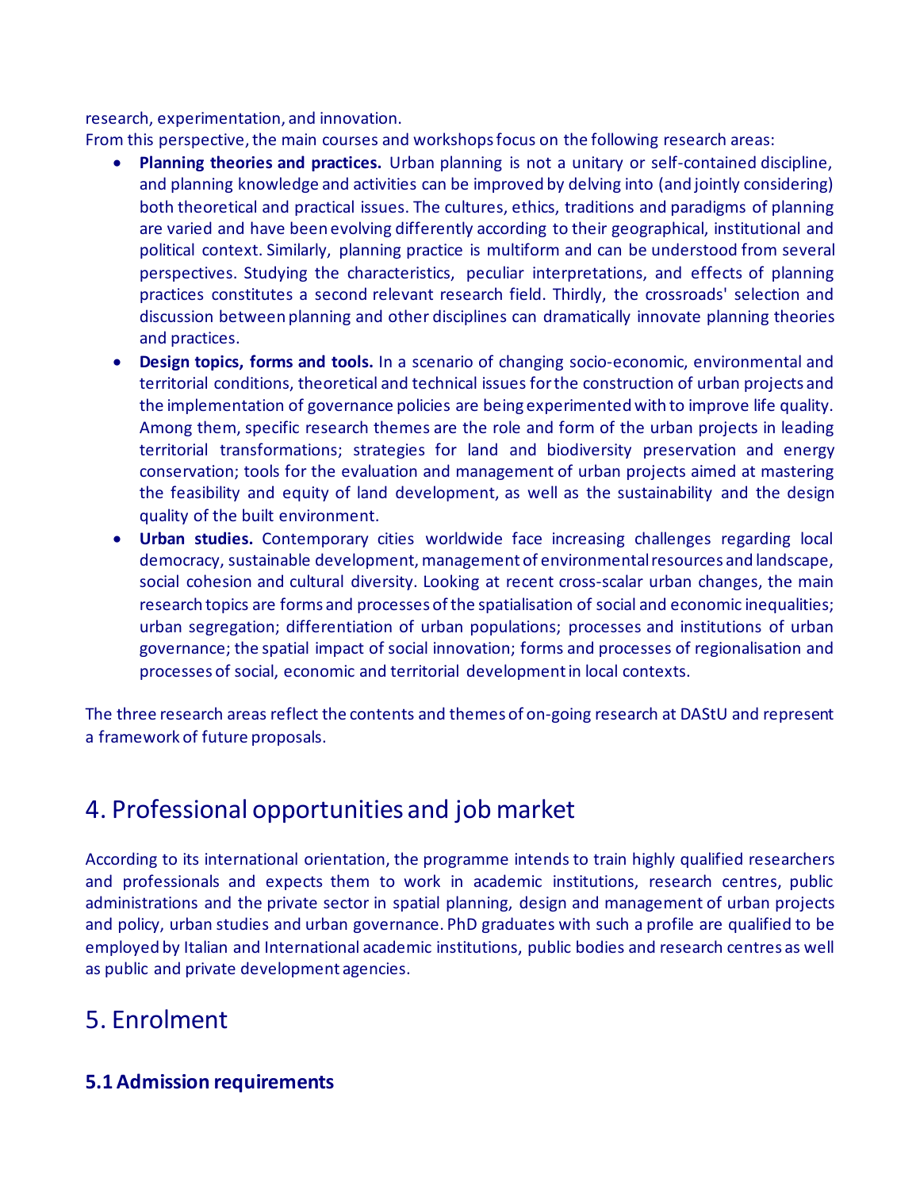research, experimentation, and innovation.

From this perspective, the main courses and workshops focus on the following research areas:

- **Planning theories and practices.** Urban planning is not a unitary or self-contained discipline, and planning knowledge and activities can be improved by delving into (and jointly considering) both theoretical and practical issues. The cultures, ethics, traditions and paradigms of planning are varied and have been evolving differently according to their geographical, institutional and political context. Similarly, planning practice is multiform and can be understood from several perspectives. Studying the characteristics, peculiar interpretations, and effects of planning practices constitutes a second relevant research field. Thirdly, the crossroads' selection and discussion between planning and other disciplines can dramatically innovate planning theories and practices.
- **Design topics, forms and tools.** In a scenario of changing socio-economic, environmental and territorial conditions, theoretical and technical issues for the construction of urban projects and the implementation of governance policies are being experimented with to improve life quality. Among them, specific research themes are the role and form of the urban projects in leading territorial transformations; strategies for land and biodiversity preservation and energy conservation; tools for the evaluation and management of urban projects aimed at mastering the feasibility and equity of land development, as well as the sustainability and the design quality of the built environment.
- **Urban studies.** Contemporary cities worldwide face increasing challenges regarding local democracy, sustainable development, management of environmental resources and landscape, social cohesion and cultural diversity. Looking at recent cross-scalar urban changes, the main research topics are forms and processes of the spatialisation of social and economic inequalities; urban segregation; differentiation of urban populations; processes and institutions of urban governance; the spatial impact of social innovation; forms and processes of regionalisation and processes of social, economic and territorial development in local contexts.

The three research areas reflect the contents and themes of on-going research at DAStU and represent a framework of future proposals.

# 4. Professional opportunities and job market

According to its international orientation, the programme intends to train highly qualified researchers and professionals and expects them to work in academic institutions, research centres, public administrations and the private sector in spatial planning, design and management of urban projects and policy, urban studies and urban governance. PhD graduates with such a profile are qualified to be employed by Italian and International academic institutions, public bodies and research centres as well as public and private development agencies.

# 5. Enrolment

### 5.1 Admission requirements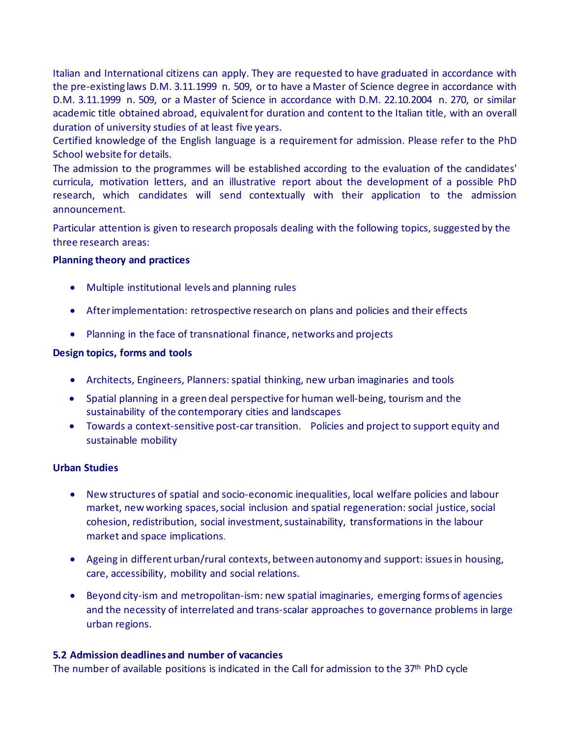Italian and International citizens can apply. They are requested to have graduated in accordance with the pre-existing laws D.M. 3.11.1999 n. 509, or to have a Master of Science degree in accordance with D.M. 3.11.1999 n. 509, or a Master of Science in accordance with D.M. 22.10.2004 n. 270, or similar academic title obtained abroad, equivalent for duration and content to the Italian title, with an overall duration of university studies of at least five years.
Certified knowledge of the English language is a requirement for admission. Please refer to the PhD School website for details.
The admission to the programmes will be established according to the evaluation of the candidates' curricula, motivation letters, and an illustrative report about the development of a possible PhD research, which candidates will send contextually with their application to the admission announcement.

Particular attention is given to research proposals dealing with the following topics, suggested by the three research areas:

**Planning theory and practices**

- Multiple institutional levels and planning rules
- After implementation: retrospective research on plans and policies and their effects
- Planning in the face of transnational finance, networks and projects

**Design topics, forms and tools**

- Architects, Engineers, Planners: spatial thinking, new urban imaginaries and tools
- Spatial planning in a green deal perspective for human well-being, tourism and the sustainability of the contemporary cities and landscapes
- Towards a context-sensitive post-car transition. Policies and project to support equity and sustainable mobility

**Urban Studies**

- New structures of spatial and socio-economic inequalities, local welfare policies and labour market, new working spaces, social inclusion and spatial regeneration: social justice, social cohesion, redistribution, social investment, sustainability, transformations in the labour market and space implications.
- Ageing in different urban/rural contexts, between autonomy and support: issues in housing, care, accessibility, mobility and social relations.
- Beyond city-ism and metropolitan-ism: new spatial imaginaries, emerging forms of agencies and the necessity of interrelated and trans-scalar approaches to governance problems in large urban regions.

**5.2 Admission deadlines and number of vacancies**

The number of available positions is indicated in the Call for admission to the 37th PhD cycle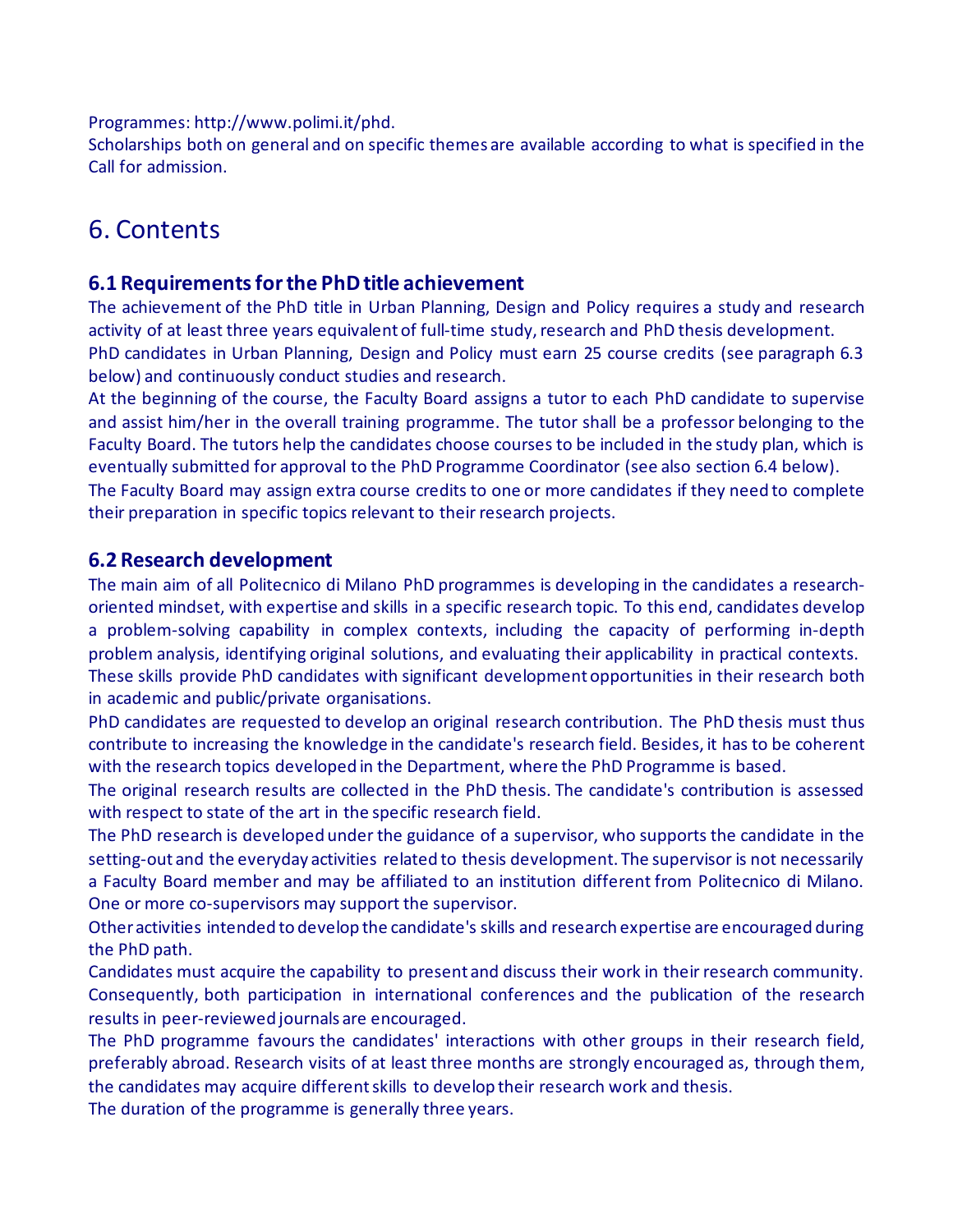Programmes: http://www.polimi.it/phd.
Scholarships both on general and on specific themes are available according to what is specified in the Call for admission.

# 6. Contents

### 6.1 Requirements for the PhD title achievement

The achievement of the PhD title in Urban Planning, Design and Policy requires a study and research activity of at least three years equivalent of full-time study, research and PhD thesis development.
PhD candidates in Urban Planning, Design and Policy must earn 25 course credits (see paragraph 6.3 below) and continuously conduct studies and research.
At the beginning of the course, the Faculty Board assigns a tutor to each PhD candidate to supervise and assist him/her in the overall training programme. The tutor shall be a professor belonging to the Faculty Board. The tutors help the candidates choose courses to be included in the study plan, which is eventually submitted for approval to the PhD Programme Coordinator (see also section 6.4 below).
The Faculty Board may assign extra course credits to one or more candidates if they need to complete their preparation in specific topics relevant to their research projects.

### 6.2 Research development

The main aim of all Politecnico di Milano PhD programmes is developing in the candidates a research-oriented mindset, with expertise and skills in a specific research topic. To this end, candidates develop a problem-solving capability in complex contexts, including the capacity of performing in-depth problem analysis, identifying original solutions, and evaluating their applicability in practical contexts. These skills provide PhD candidates with significant development opportunities in their research both in academic and public/private organisations.
PhD candidates are requested to develop an original research contribution. The PhD thesis must thus contribute to increasing the knowledge in the candidate's research field. Besides, it has to be coherent with the research topics developed in the Department, where the PhD Programme is based.
The original research results are collected in the PhD thesis. The candidate's contribution is assessed with respect to state of the art in the specific research field.
The PhD research is developed under the guidance of a supervisor, who supports the candidate in the setting-out and the everyday activities related to thesis development. The supervisor is not necessarily a Faculty Board member and may be affiliated to an institution different from Politecnico di Milano. One or more co-supervisors may support the supervisor.
Other activities intended to develop the candidate's skills and research expertise are encouraged during the PhD path.
Candidates must acquire the capability to present and discuss their work in their research community. Consequently, both participation in international conferences and the publication of the research results in peer-reviewed journals are encouraged.
The PhD programme favours the candidates' interactions with other groups in their research field, preferably abroad. Research visits of at least three months are strongly encouraged as, through them, the candidates may acquire different skills to develop their research work and thesis.
The duration of the programme is generally three years.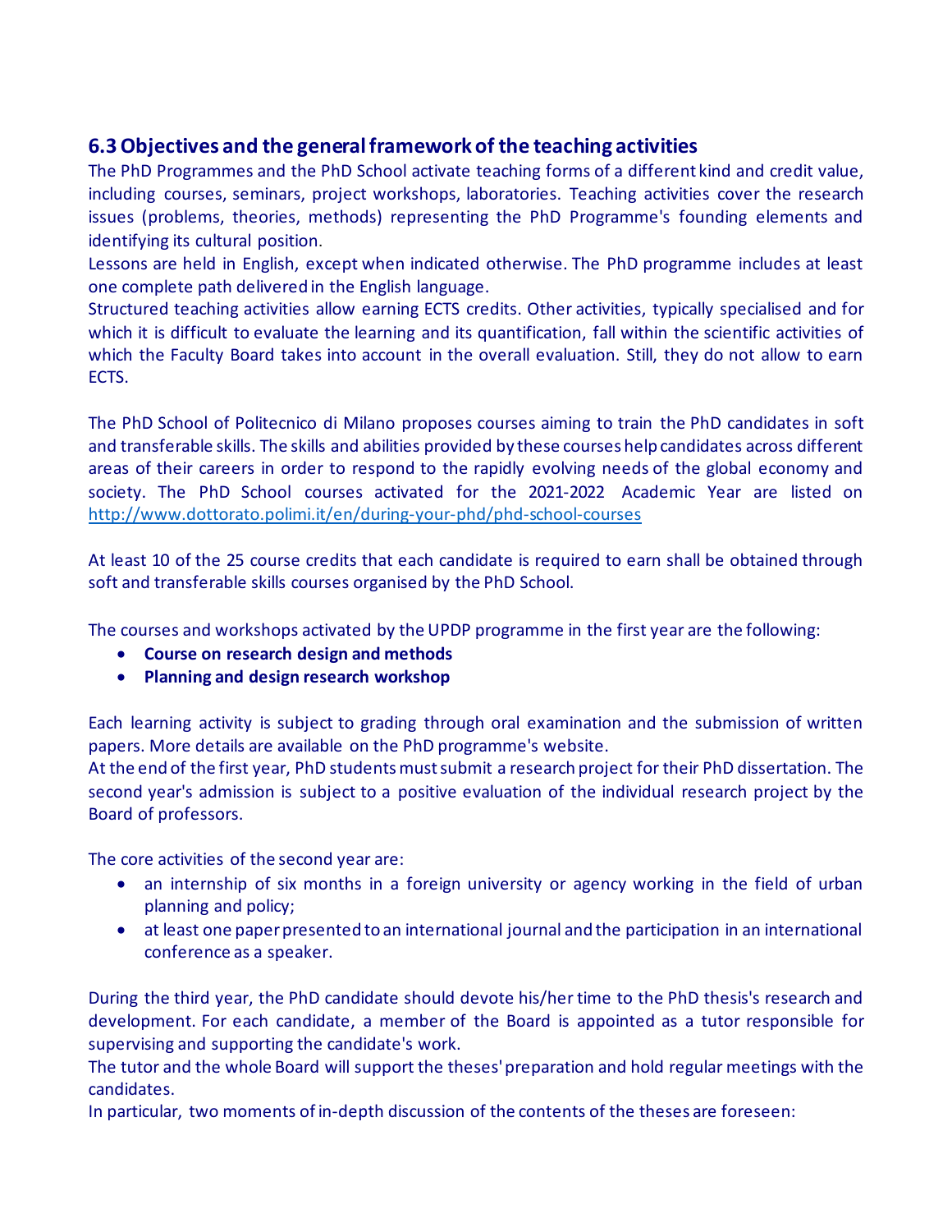## 6.3 Objectives and the general framework of the teaching activities

The PhD Programmes and the PhD School activate teaching forms of a different kind and credit value, including courses, seminars, project workshops, laboratories. Teaching activities cover the research issues (problems, theories, methods) representing the PhD Programme's founding elements and identifying its cultural position.

Lessons are held in English, except when indicated otherwise. The PhD programme includes at least one complete path delivered in the English language.

Structured teaching activities allow earning ECTS credits. Other activities, typically specialised and for which it is difficult to evaluate the learning and its quantification, fall within the scientific activities of which the Faculty Board takes into account in the overall evaluation. Still, they do not allow to earn ECTS.

The PhD School of Politecnico di Milano proposes courses aiming to train the PhD candidates in soft and transferable skills. The skills and abilities provided by these courses help candidates across different areas of their careers in order to respond to the rapidly evolving needs of the global economy and society. The PhD School courses activated for the 2021-2022 Academic Year are listed on http://www.dottorato.polimi.it/en/during-your-phd/phd-school-courses

At least 10 of the 25 course credits that each candidate is required to earn shall be obtained through soft and transferable skills courses organised by the PhD School.

The courses and workshops activated by the UPDP programme in the first year are the following:

- **Course on research design and methods**
- **Planning and design research workshop**

Each learning activity is subject to grading through oral examination and the submission of written papers. More details are available on the PhD programme's website.

At the end of the first year, PhD students must submit a research project for their PhD dissertation. The second year's admission is subject to a positive evaluation of the individual research project by the Board of professors.

The core activities of the second year are:

- an internship of six months in a foreign university or agency working in the field of urban planning and policy;
- at least one paper presented to an international journal and the participation in an international conference as a speaker.

During the third year, the PhD candidate should devote his/her time to the PhD thesis's research and development. For each candidate, a member of the Board is appointed as a tutor responsible for supervising and supporting the candidate's work.

The tutor and the whole Board will support the theses' preparation and hold regular meetings with the candidates.

In particular, two moments of in-depth discussion of the contents of the theses are foreseen: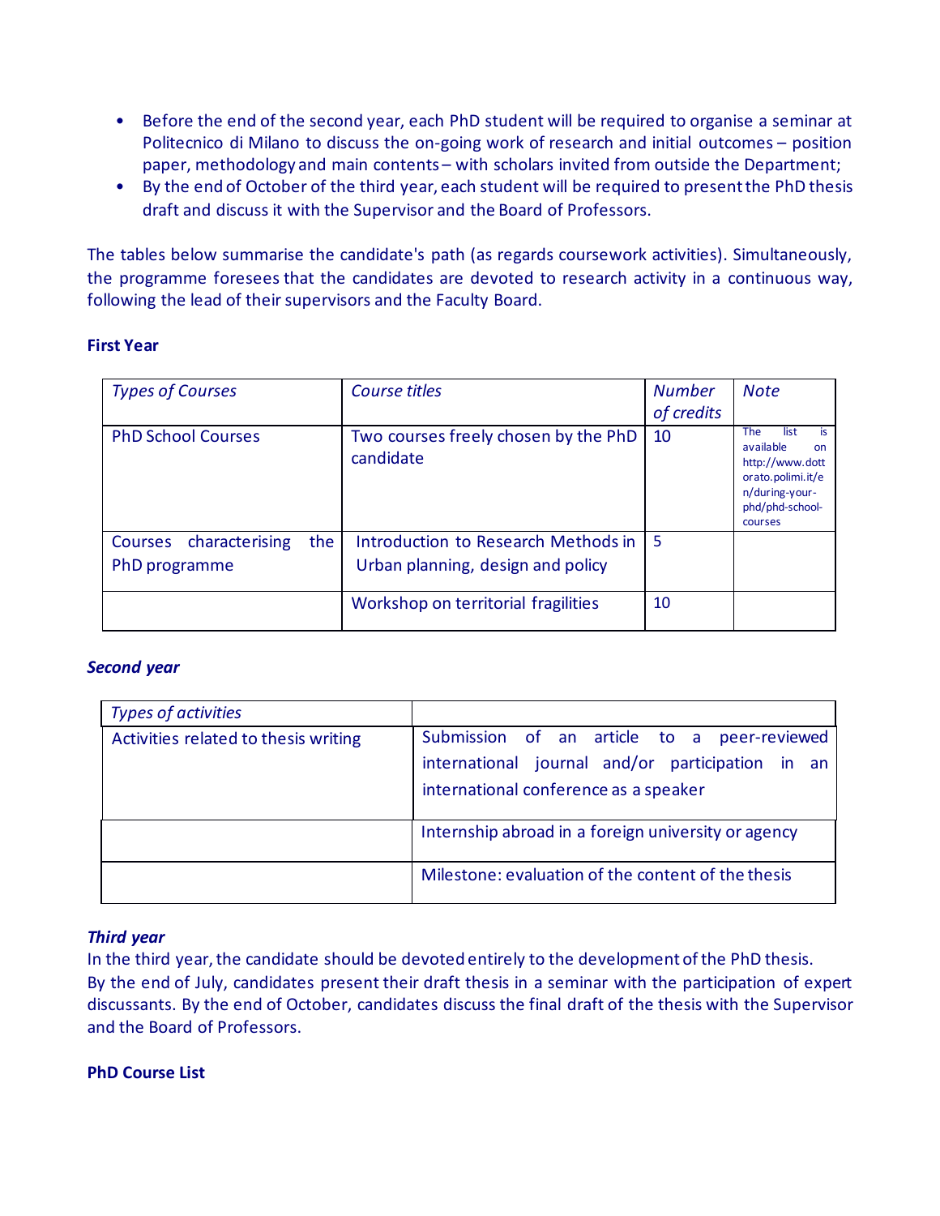- Before the end of the second year, each PhD student will be required to organise a seminar at Politecnico di Milano to discuss the on-going work of research and initial outcomes – position paper, methodology and main contents – with scholars invited from outside the Department;
- By the end of October of the third year, each student will be required to present the PhD thesis draft and discuss it with the Supervisor and the Board of Professors.

The tables below summarise the candidate's path (as regards coursework activities). Simultaneously, the programme foresees that the candidates are devoted to research activity in a continuous way, following the lead of their supervisors and the Faculty Board.

**First Year**

| *Types of Courses* | *Course titles* | *Number of credits* | *Note* |
|---|---|---|---|
| PhD School Courses | Two courses freely chosen by the PhD candidate | 10 | The list is available on http://www.dottorato.polimi.it/en/during-your-phd/phd-school-courses |
| Courses characterising the PhD programme | Introduction to Research Methods in Urban planning, design and policy | 5 | |
| | Workshop on territorial fragilities | 10 | |

***Second year***

| *Types of activities* | |
|---|---|
| Activities related to thesis writing | Submission of an article to a peer-reviewed international journal and/or participation in an international conference as a speaker |
| | Internship abroad in a foreign university or agency |
| | Milestone: evaluation of the content of the thesis |

***Third year***

In the third year, the candidate should be devoted entirely to the development of the PhD thesis.
By the end of July, candidates present their draft thesis in a seminar with the participation of expert discussants. By the end of October, candidates discuss the final draft of the thesis with the Supervisor and the Board of Professors.

**PhD Course List**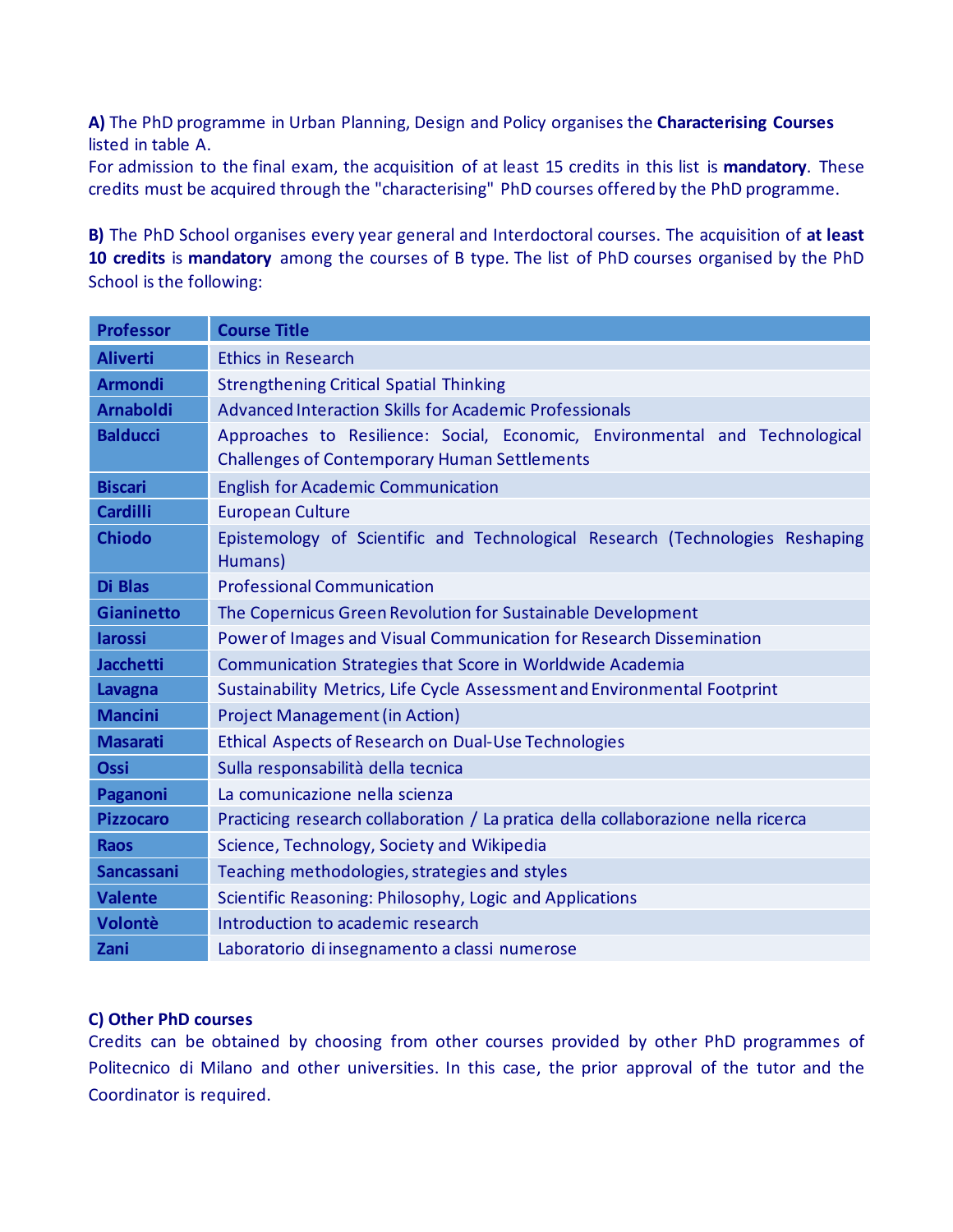**A)** The PhD programme in Urban Planning, Design and Policy organises the **Characterising Courses** listed in table A.
For admission to the final exam, the acquisition of at least 15 credits in this list is **mandatory**. These credits must be acquired through the "characterising" PhD courses offered by the PhD programme.

**B)** The PhD School organises every year general and Interdoctoral courses. The acquisition of **at least 10 credits** is **mandatory** among the courses of B type. The list of PhD courses organised by the PhD School is the following:

| Professor | Course Title |
|---|---|
| **Aliverti** | Ethics in Research |
| **Armondi** | Strengthening Critical Spatial Thinking |
| **Arnaboldi** | Advanced Interaction Skills for Academic Professionals |
| **Balducci** | Approaches to Resilience: Social, Economic, Environmental and Technological Challenges of Contemporary Human Settlements |
| **Biscari** | English for Academic Communication |
| **Cardilli** | European Culture |
| **Chiodo** | Epistemology of Scientific and Technological Research (Technologies Reshaping Humans) |
| **Di Blas** | Professional Communication |
| **Gianinetto** | The Copernicus Green Revolution for Sustainable Development |
| **Iarossi** | Power of Images and Visual Communication for Research Dissemination |
| **Jacchetti** | Communication Strategies that Score in Worldwide Academia |
| **Lavagna** | Sustainability Metrics, Life Cycle Assessment and Environmental Footprint |
| **Mancini** | Project Management (in Action) |
| **Masarati** | Ethical Aspects of Research on Dual-Use Technologies |
| **Ossi** | Sulla responsabilità della tecnica |
| **Paganoni** | La comunicazione nella scienza |
| **Pizzocaro** | Practicing research collaboration / La pratica della collaborazione nella ricerca |
| **Raos** | Science, Technology, Society and Wikipedia |
| **Sancassani** | Teaching methodologies, strategies and styles |
| **Valente** | Scientific Reasoning: Philosophy, Logic and Applications |
| **Volontè** | Introduction to academic research |
| **Zani** | Laboratorio di insegnamento a classi numerose |

**C) Other PhD courses**

Credits can be obtained by choosing from other courses provided by other PhD programmes of Politecnico di Milano and other universities. In this case, the prior approval of the tutor and the Coordinator is required.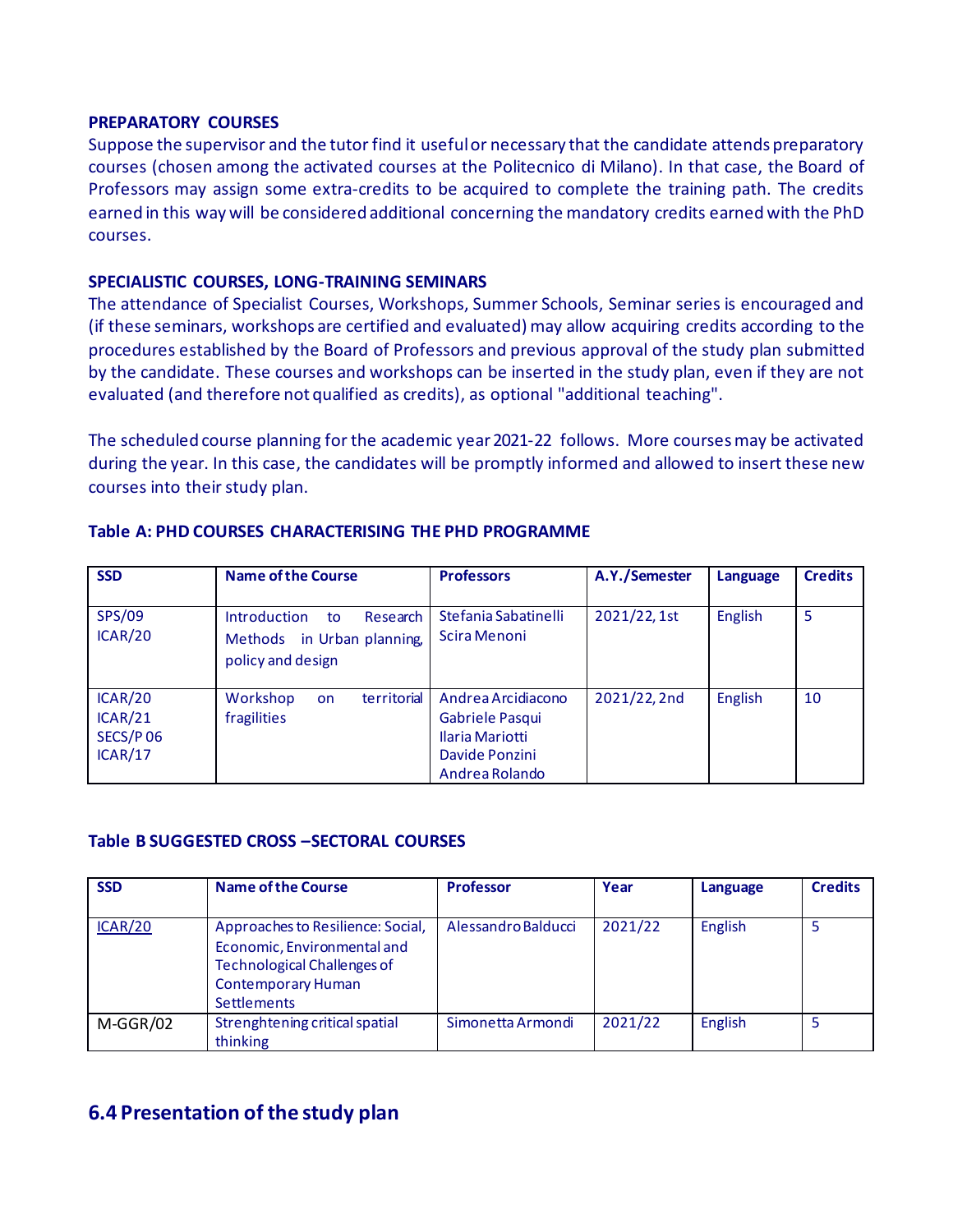**PREPARATORY COURSES**

Suppose the supervisor and the tutor find it useful or necessary that the candidate attends preparatory courses (chosen among the activated courses at the Politecnico di Milano). In that case, the Board of Professors may assign some extra-credits to be acquired to complete the training path. The credits earned in this way will be considered additional concerning the mandatory credits earned with the PhD courses.

**SPECIALISTIC COURSES, LONG-TRAINING SEMINARS**

The attendance of Specialist Courses, Workshops, Summer Schools, Seminar series is encouraged and (if these seminars, workshops are certified and evaluated) may allow acquiring credits according to the procedures established by the Board of Professors and previous approval of the study plan submitted by the candidate. These courses and workshops can be inserted in the study plan, even if they are not evaluated (and therefore not qualified as credits), as optional "additional teaching".

The scheduled course planning for the academic year 2021-22 follows. More courses may be activated during the year. In this case, the candidates will be promptly informed and allowed to insert these new courses into their study plan.

**Table A: PHD COURSES CHARACTERISING THE PHD PROGRAMME**

| SSD | Name of the Course | Professors | A.Y./Semester | Language | Credits |
|---|---|---|---|---|---|
| SPS/09<br>ICAR/20 | Introduction to Research Methods in Urban planning, policy and design | Stefania Sabatinelli<br>Scira Menoni | 2021/22, 1st | English | 5 |
| ICAR/20<br>ICAR/21<br>SECS/P 06<br>ICAR/17 | Workshop on territorial fragilities | Andrea Arcidiacono<br>Gabriele Pasqui<br>Ilaria Mariotti<br>Davide Ponzini<br>Andrea Rolando | 2021/22, 2nd | English | 10 |

**Table B SUGGESTED CROSS –SECTORAL COURSES**

| SSD | Name of the Course | Professor | Year | Language | Credits |
|---|---|---|---|---|---|
| ICAR/20 | Approaches to Resilience: Social, Economic, Environmental and Technological Challenges of Contemporary Human Settlements | Alessandro Balducci | 2021/22 | English | 5 |
| M-GGR/02 | Strenghtening critical spatial thinking | Simonetta Armondi | 2021/22 | English | 5 |

## 6.4 Presentation of the study plan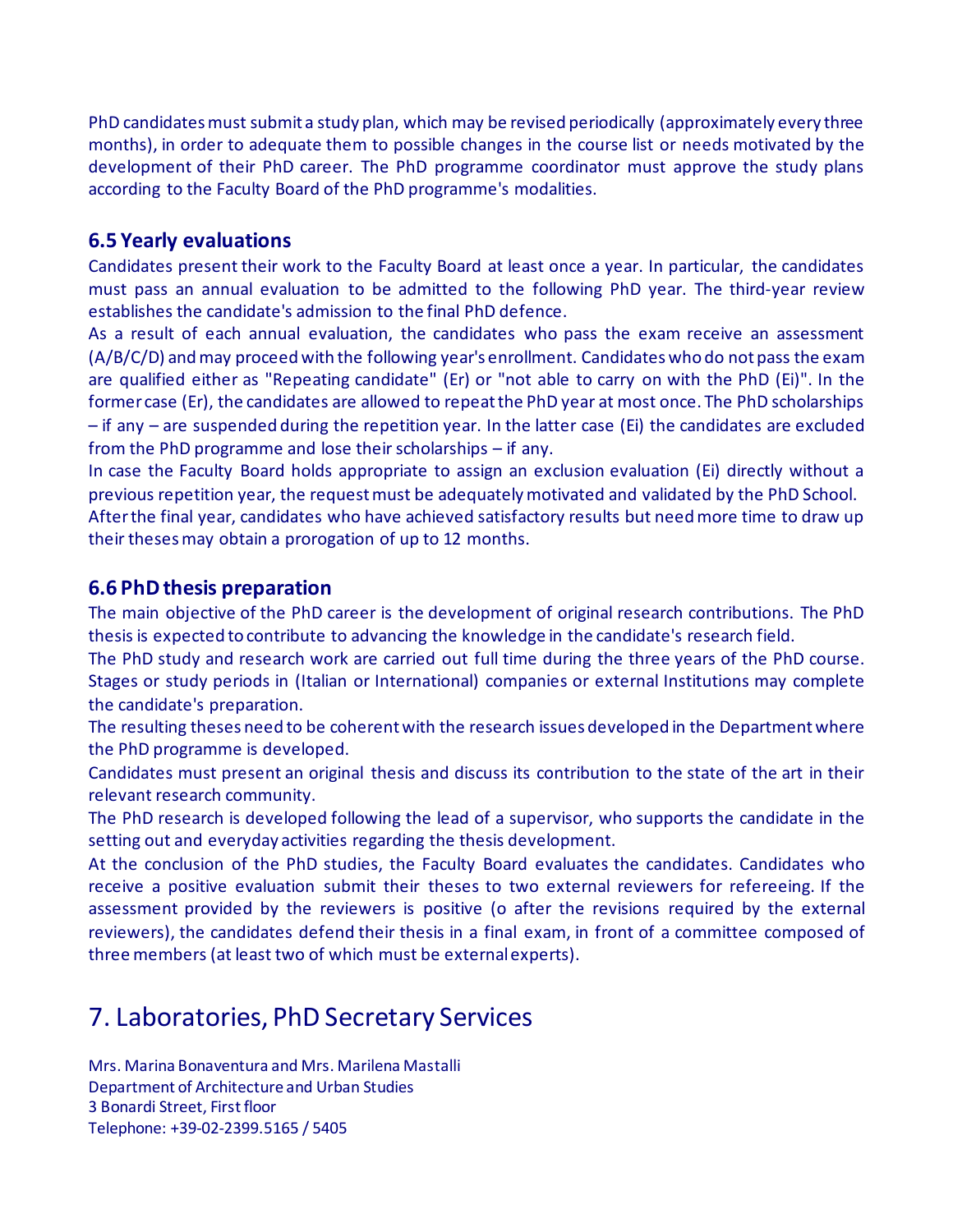PhD candidates must submit a study plan, which may be revised periodically (approximately every three months), in order to adequate them to possible changes in the course list or needs motivated by the development of their PhD career. The PhD programme coordinator must approve the study plans according to the Faculty Board of the PhD programme's modalities.

### 6.5 Yearly evaluations

Candidates present their work to the Faculty Board at least once a year. In particular, the candidates must pass an annual evaluation to be admitted to the following PhD year. The third-year review establishes the candidate's admission to the final PhD defence.

As a result of each annual evaluation, the candidates who pass the exam receive an assessment (A/B/C/D) and may proceed with the following year's enrollment. Candidates who do not pass the exam are qualified either as "Repeating candidate" (Er) or "not able to carry on with the PhD (Ei)". In the former case (Er), the candidates are allowed to repeat the PhD year at most once. The PhD scholarships – if any – are suspended during the repetition year. In the latter case (Ei) the candidates are excluded from the PhD programme and lose their scholarships – if any.

In case the Faculty Board holds appropriate to assign an exclusion evaluation (Ei) directly without a previous repetition year, the request must be adequately motivated and validated by the PhD School.

After the final year, candidates who have achieved satisfactory results but need more time to draw up their theses may obtain a prorogation of up to 12 months.

### 6.6 PhD thesis preparation

The main objective of the PhD career is the development of original research contributions. The PhD thesis is expected to contribute to advancing the knowledge in the candidate's research field.

The PhD study and research work are carried out full time during the three years of the PhD course. Stages or study periods in (Italian or International) companies or external Institutions may complete the candidate's preparation.

The resulting theses need to be coherent with the research issues developed in the Department where the PhD programme is developed.

Candidates must present an original thesis and discuss its contribution to the state of the art in their relevant research community.

The PhD research is developed following the lead of a supervisor, who supports the candidate in the setting out and everyday activities regarding the thesis development.

At the conclusion of the PhD studies, the Faculty Board evaluates the candidates. Candidates who receive a positive evaluation submit their theses to two external reviewers for refereeing. If the assessment provided by the reviewers is positive (o after the revisions required by the external reviewers), the candidates defend their thesis in a final exam, in front of a committee composed of three members (at least two of which must be external experts).

## 7. Laboratories, PhD Secretary Services

Mrs. Marina Bonaventura and Mrs. Marilena Mastalli
Department of Architecture and Urban Studies
3 Bonardi Street, First floor
Telephone: +39-02-2399.5165 / 5405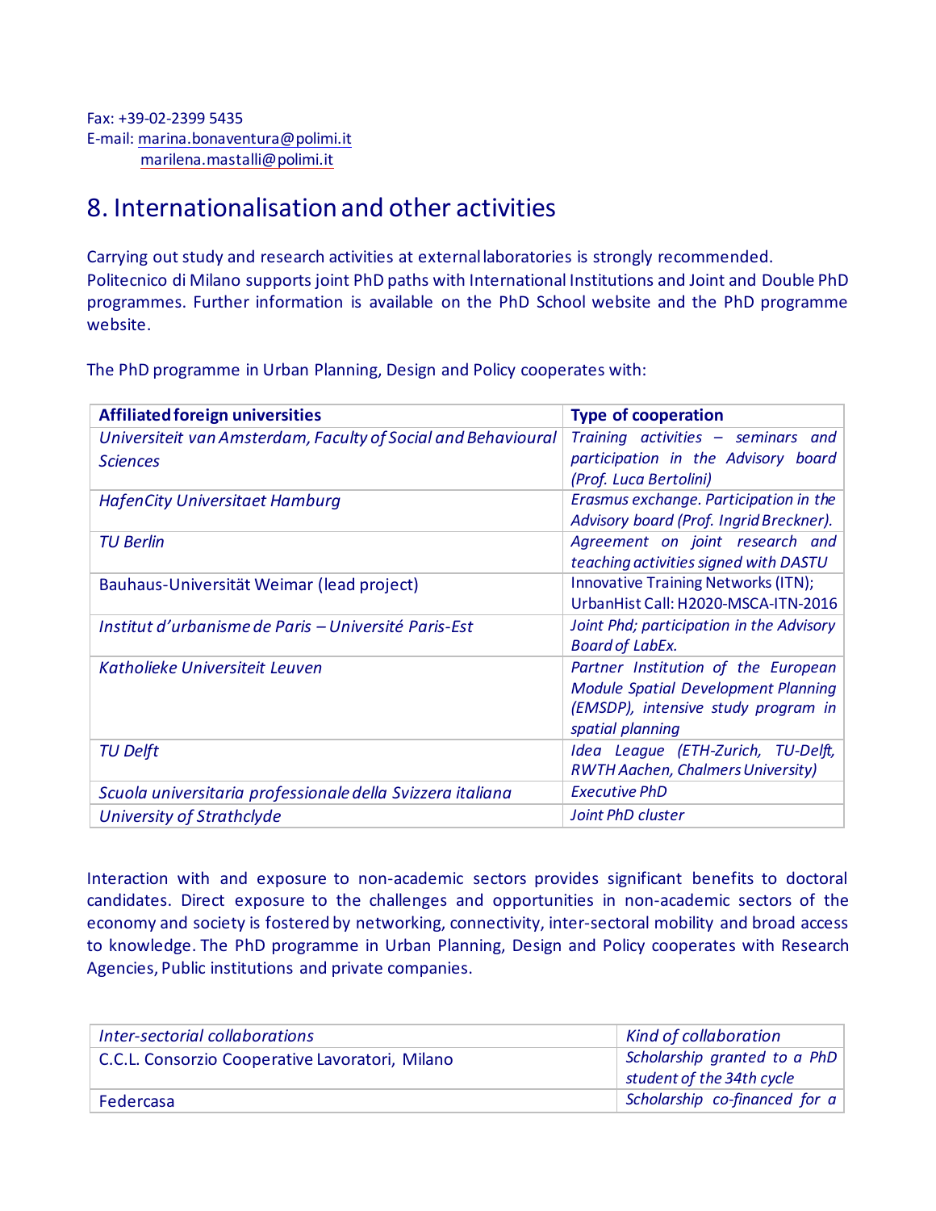Fax: +39-02-2399 5435
E-mail: marina.bonaventura@polimi.it
marilena.mastalli@polimi.it

## 8. Internationalisation and other activities

Carrying out study and research activities at external laboratories is strongly recommended. Politecnico di Milano supports joint PhD paths with International Institutions and Joint and Double PhD programmes. Further information is available on the PhD School website and the PhD programme website.

The PhD programme in Urban Planning, Design and Policy cooperates with:

| **Affiliated foreign universities** | **Type of cooperation** |
|---|---|
| *Universiteit van Amsterdam, Faculty of Social and Behavioural Sciences* | *Training activities – seminars and participation in the Advisory board (Prof. Luca Bertolini)* |
| *HafenCity Universitaet Hamburg* | *Erasmus exchange. Participation in the Advisory board (Prof. Ingrid Breckner).* |
| *TU Berlin* | *Agreement on joint research and teaching activities signed with DASTU* |
| Bauhaus-Universität Weimar (lead project) | Innovative Training Networks (ITN); UrbanHist Call: H2020-MSCA-ITN-2016 |
| *Institut d'urbanisme de Paris – Université Paris-Est* | *Joint Phd; participation in the Advisory Board of LabEx.* |
| *Katholieke Universiteit Leuven* | *Partner Institution of the European Module Spatial Development Planning (EMSDP), intensive study program in spatial planning* |
| *TU Delft* | *Idea League (ETH-Zurich, TU-Delft, RWTH Aachen, Chalmers University)* |
| *Scuola universitaria professionale della Svizzera italiana* | *Executive PhD* |
| *University of Strathclyde* | *Joint PhD cluster* |

Interaction with and exposure to non-academic sectors provides significant benefits to doctoral candidates. Direct exposure to the challenges and opportunities in non-academic sectors of the economy and society is fostered by networking, connectivity, inter-sectoral mobility and broad access to knowledge. The PhD programme in Urban Planning, Design and Policy cooperates with Research Agencies, Public institutions and private companies.

| *Inter-sectorial collaborations* | *Kind of collaboration* |
|---|---|
| C.C.L. Consorzio Cooperative Lavoratori, Milano | *Scholarship granted to a PhD student of the 34th cycle* |
| Federcasa | *Scholarship co-financed for a* |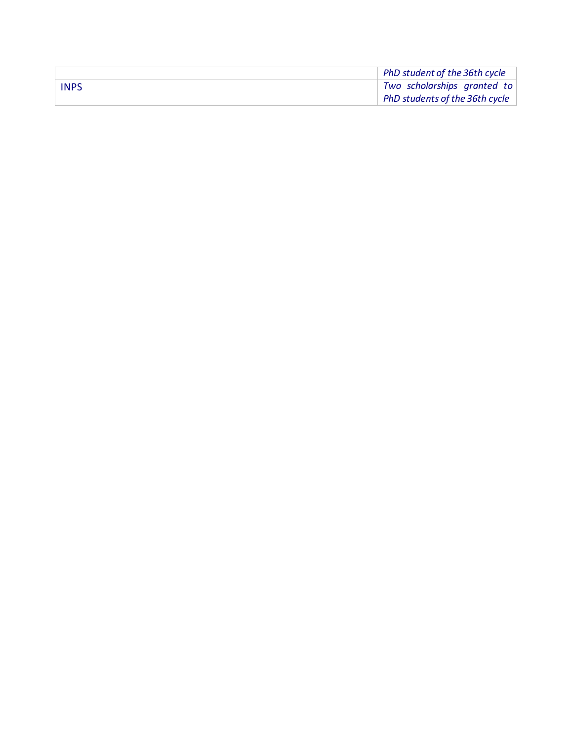| | |
|---|---|
| | *PhD student of the 36th cycle* |
| INPS | *Two scholarships granted to PhD students of the 36th cycle* |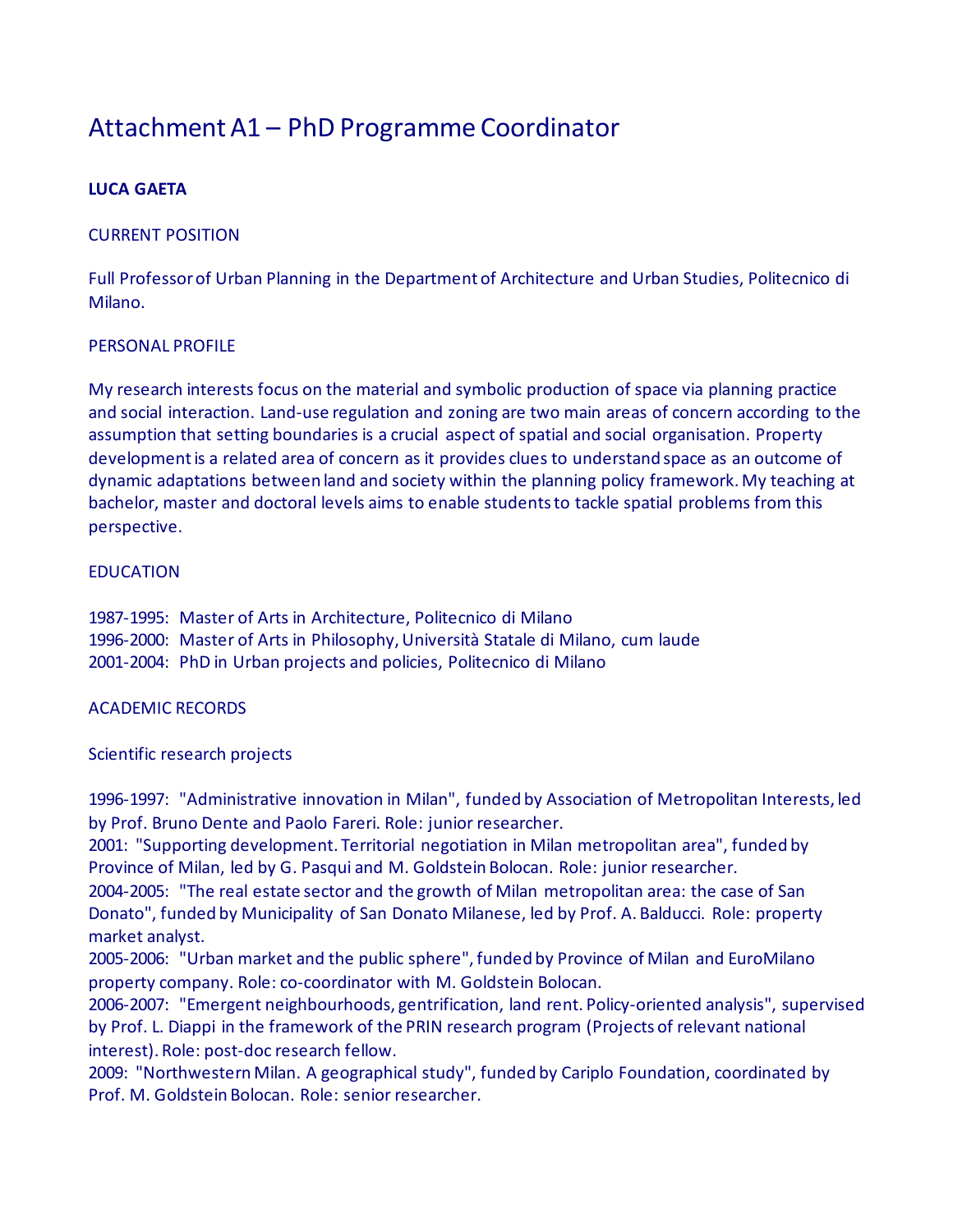# Attachment A1 – PhD Programme Coordinator

**LUCA GAETA**

CURRENT POSITION

Full Professor of Urban Planning in the Department of Architecture and Urban Studies, Politecnico di Milano.

PERSONAL PROFILE

My research interests focus on the material and symbolic production of space via planning practice and social interaction. Land-use regulation and zoning are two main areas of concern according to the assumption that setting boundaries is a crucial aspect of spatial and social organisation. Property development is a related area of concern as it provides clues to understand space as an outcome of dynamic adaptations between land and society within the planning policy framework. My teaching at bachelor, master and doctoral levels aims to enable students to tackle spatial problems from this perspective.

EDUCATION

1987-1995: Master of Arts in Architecture, Politecnico di Milano
1996-2000: Master of Arts in Philosophy, Università Statale di Milano, cum laude
2001-2004: PhD in Urban projects and policies, Politecnico di Milano

ACADEMIC RECORDS

Scientific research projects

1996-1997: "Administrative innovation in Milan", funded by Association of Metropolitan Interests, led by Prof. Bruno Dente and Paolo Fareri. Role: junior researcher.
2001: "Supporting development. Territorial negotiation in Milan metropolitan area", funded by Province of Milan, led by G. Pasqui and M. Goldstein Bolocan. Role: junior researcher.
2004-2005: "The real estate sector and the growth of Milan metropolitan area: the case of San Donato", funded by Municipality of San Donato Milanese, led by Prof. A. Balducci. Role: property market analyst.
2005-2006: "Urban market and the public sphere", funded by Province of Milan and EuroMilano property company. Role: co-coordinator with M. Goldstein Bolocan.
2006-2007: "Emergent neighbourhoods, gentrification, land rent. Policy-oriented analysis", supervised by Prof. L. Diappi in the framework of the PRIN research program (Projects of relevant national interest). Role: post-doc research fellow.
2009: "Northwestern Milan. A geographical study", funded by Cariplo Foundation, coordinated by Prof. M. Goldstein Bolocan. Role: senior researcher.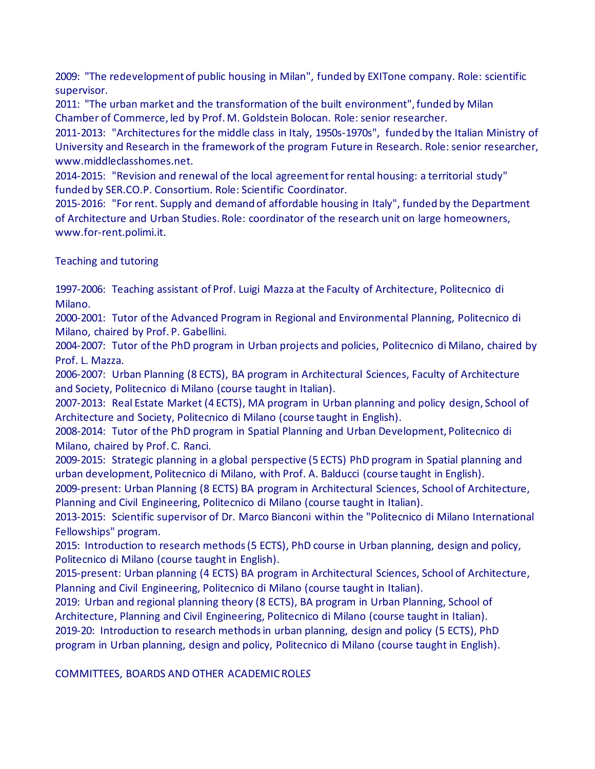2009: "The redevelopment of public housing in Milan", funded by EXITone company. Role: scientific supervisor.

2011: "The urban market and the transformation of the built environment", funded by Milan Chamber of Commerce, led by Prof. M. Goldstein Bolocan. Role: senior researcher.

2011-2013: "Architectures for the middle class in Italy, 1950s-1970s", funded by the Italian Ministry of University and Research in the framework of the program Future in Research. Role: senior researcher, www.middleclasshomes.net.

2014-2015: "Revision and renewal of the local agreement for rental housing: a territorial study" funded by SER.CO.P. Consortium. Role: Scientific Coordinator.

2015-2016: "For rent. Supply and demand of affordable housing in Italy", funded by the Department of Architecture and Urban Studies. Role: coordinator of the research unit on large homeowners, www.for-rent.polimi.it.

Teaching and tutoring

1997-2006: Teaching assistant of Prof. Luigi Mazza at the Faculty of Architecture, Politecnico di Milano.

2000-2001: Tutor of the Advanced Program in Regional and Environmental Planning, Politecnico di Milano, chaired by Prof. P. Gabellini.

2004-2007: Tutor of the PhD program in Urban projects and policies, Politecnico di Milano, chaired by Prof. L. Mazza.

2006-2007: Urban Planning (8 ECTS), BA program in Architectural Sciences, Faculty of Architecture and Society, Politecnico di Milano (course taught in Italian).

2007-2013: Real Estate Market (4 ECTS), MA program in Urban planning and policy design, School of Architecture and Society, Politecnico di Milano (course taught in English).

2008-2014: Tutor of the PhD program in Spatial Planning and Urban Development, Politecnico di Milano, chaired by Prof. C. Ranci.

2009-2015: Strategic planning in a global perspective (5 ECTS) PhD program in Spatial planning and urban development, Politecnico di Milano, with Prof. A. Balducci (course taught in English).

2009-present: Urban Planning (8 ECTS) BA program in Architectural Sciences, School of Architecture, Planning and Civil Engineering, Politecnico di Milano (course taught in Italian).

2013-2015: Scientific supervisor of Dr. Marco Bianconi within the "Politecnico di Milano International Fellowships" program.

2015: Introduction to research methods (5 ECTS), PhD course in Urban planning, design and policy, Politecnico di Milano (course taught in English).

2015-present: Urban planning (4 ECTS) BA program in Architectural Sciences, School of Architecture, Planning and Civil Engineering, Politecnico di Milano (course taught in Italian).

2019: Urban and regional planning theory (8 ECTS), BA program in Urban Planning, School of Architecture, Planning and Civil Engineering, Politecnico di Milano (course taught in Italian).

2019-20: Introduction to research methods in urban planning, design and policy (5 ECTS), PhD program in Urban planning, design and policy, Politecnico di Milano (course taught in English).

COMMITTEES, BOARDS AND OTHER ACADEMIC ROLES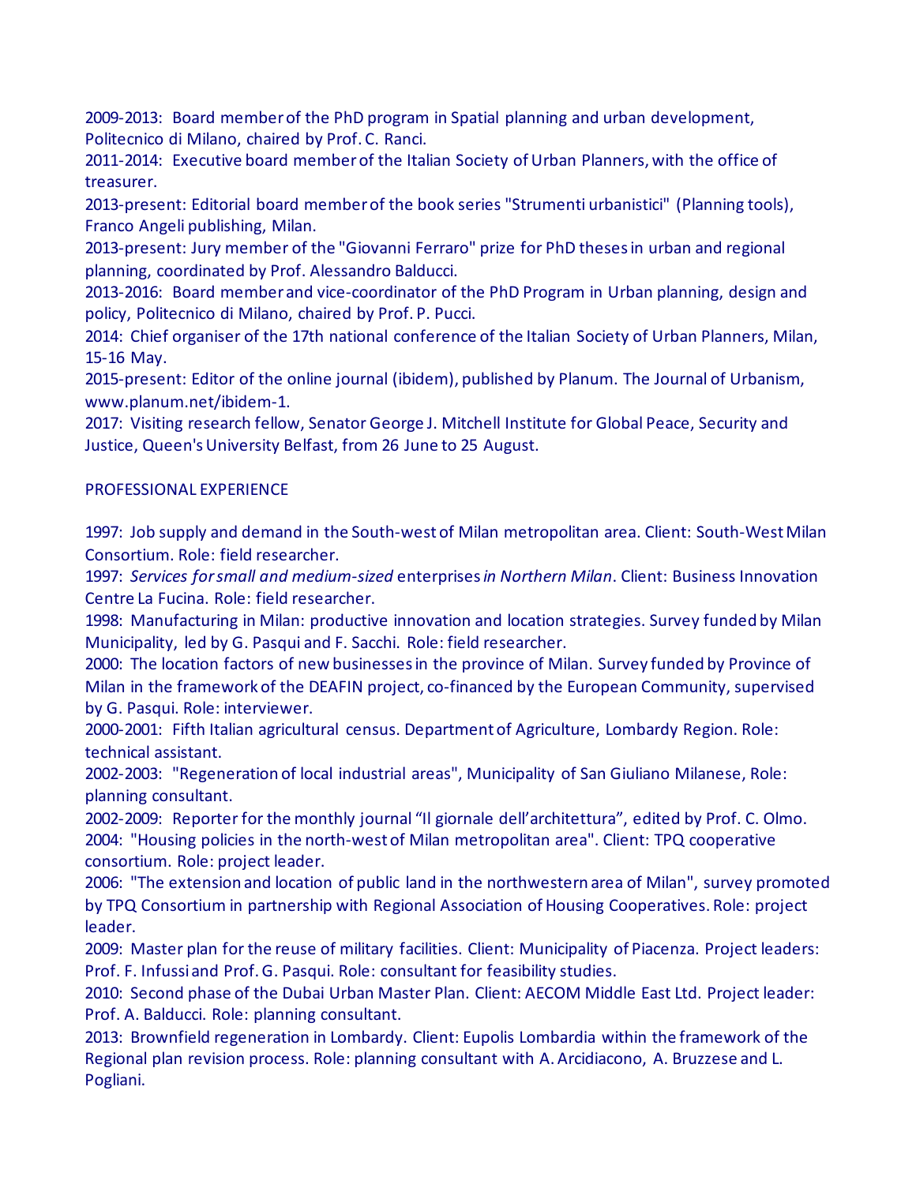2009-2013: Board member of the PhD program in Spatial planning and urban development, Politecnico di Milano, chaired by Prof. C. Ranci.

2011-2014: Executive board member of the Italian Society of Urban Planners, with the office of treasurer.

2013-present: Editorial board member of the book series "Strumenti urbanistici" (Planning tools), Franco Angeli publishing, Milan.

2013-present: Jury member of the "Giovanni Ferraro" prize for PhD theses in urban and regional planning, coordinated by Prof. Alessandro Balducci.

2013-2016: Board member and vice-coordinator of the PhD Program in Urban planning, design and policy, Politecnico di Milano, chaired by Prof. P. Pucci.

2014: Chief organiser of the 17th national conference of the Italian Society of Urban Planners, Milan, 15-16 May.

2015-present: Editor of the online journal (ibidem), published by Planum. The Journal of Urbanism, www.planum.net/ibidem-1.

2017: Visiting research fellow, Senator George J. Mitchell Institute for Global Peace, Security and Justice, Queen's University Belfast, from 26 June to 25 August.

PROFESSIONAL EXPERIENCE

1997: Job supply and demand in the South-west of Milan metropolitan area. Client: South-West Milan Consortium. Role: field researcher.

1997: *Services for small and medium-sized* enterprises *in Northern Milan*. Client: Business Innovation Centre La Fucina. Role: field researcher.

1998: Manufacturing in Milan: productive innovation and location strategies. Survey funded by Milan Municipality, led by G. Pasqui and F. Sacchi. Role: field researcher.

2000: The location factors of new businesses in the province of Milan. Survey funded by Province of Milan in the framework of the DEAFIN project, co-financed by the European Community, supervised by G. Pasqui. Role: interviewer.

2000-2001: Fifth Italian agricultural census. Department of Agriculture, Lombardy Region. Role: technical assistant.

2002-2003: "Regeneration of local industrial areas", Municipality of San Giuliano Milanese, Role: planning consultant.

2002-2009: Reporter for the monthly journal “Il giornale dell’architettura”, edited by Prof. C. Olmo.

2004: "Housing policies in the north-west of Milan metropolitan area". Client: TPQ cooperative consortium. Role: project leader.

2006: "The extension and location of public land in the northwestern area of Milan", survey promoted by TPQ Consortium in partnership with Regional Association of Housing Cooperatives. Role: project leader.

2009: Master plan for the reuse of military facilities. Client: Municipality of Piacenza. Project leaders: Prof. F. Infussi and Prof. G. Pasqui. Role: consultant for feasibility studies.

2010: Second phase of the Dubai Urban Master Plan. Client: AECOM Middle East Ltd. Project leader: Prof. A. Balducci. Role: planning consultant.

2013: Brownfield regeneration in Lombardy. Client: Eupolis Lombardia within the framework of the Regional plan revision process. Role: planning consultant with A. Arcidiacono, A. Bruzzese and L. Pogliani.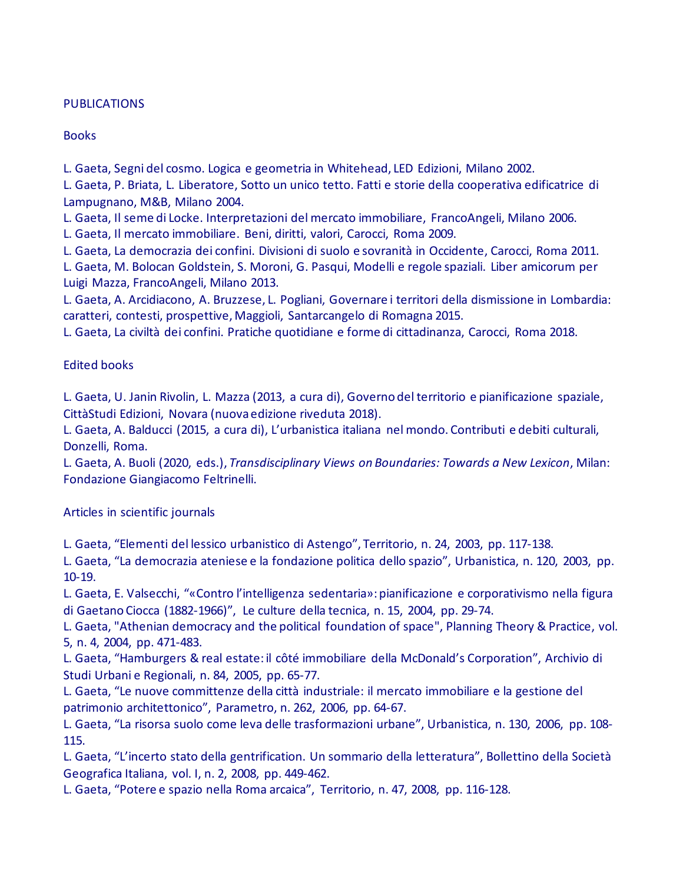PUBLICATIONS

Books

L. Gaeta, Segni del cosmo. Logica e geometria in Whitehead, LED Edizioni, Milano 2002.
L. Gaeta, P. Briata, L. Liberatore, Sotto un unico tetto. Fatti e storie della cooperativa edificatrice di Lampugnano, M&B, Milano 2004.
L. Gaeta, Il seme di Locke. Interpretazioni del mercato immobiliare, FrancoAngeli, Milano 2006.
L. Gaeta, Il mercato immobiliare. Beni, diritti, valori, Carocci, Roma 2009.
L. Gaeta, La democrazia dei confini. Divisioni di suolo e sovranità in Occidente, Carocci, Roma 2011.
L. Gaeta, M. Bolocan Goldstein, S. Moroni, G. Pasqui, Modelli e regole spaziali. Liber amicorum per Luigi Mazza, FrancoAngeli, Milano 2013.
L. Gaeta, A. Arcidiacono, A. Bruzzese, L. Pogliani, Governare i territori della dismissione in Lombardia: caratteri, contesti, prospettive, Maggioli, Santarcangelo di Romagna 2015.
L. Gaeta, La civiltà dei confini. Pratiche quotidiane e forme di cittadinanza, Carocci, Roma 2018.

Edited books

L. Gaeta, U. Janin Rivolin, L. Mazza (2013, a cura di), Governo del territorio e pianificazione spaziale, CittàStudi Edizioni, Novara (nuova edizione riveduta 2018).
L. Gaeta, A. Balducci (2015, a cura di), L'urbanistica italiana nel mondo. Contributi e debiti culturali, Donzelli, Roma.
L. Gaeta, A. Buoli (2020, eds.), *Transdisciplinary Views on Boundaries: Towards a New Lexicon*, Milan: Fondazione Giangiacomo Feltrinelli.

Articles in scientific journals

L. Gaeta, "Elementi del lessico urbanistico di Astengo", Territorio, n. 24, 2003, pp. 117-138.
L. Gaeta, "La democrazia ateniese e la fondazione politica dello spazio", Urbanistica, n. 120, 2003, pp. 10-19.
L. Gaeta, E. Valsecchi, "«Contro l'intelligenza sedentaria»: pianificazione e corporativismo nella figura di Gaetano Ciocca (1882-1966)", Le culture della tecnica, n. 15, 2004, pp. 29-74.
L. Gaeta, "Athenian democracy and the political foundation of space", Planning Theory & Practice, vol. 5, n. 4, 2004, pp. 471-483.
L. Gaeta, "Hamburgers & real estate: il côté immobiliare della McDonald's Corporation", Archivio di Studi Urbani e Regionali, n. 84, 2005, pp. 65-77.
L. Gaeta, "Le nuove committenze della città industriale: il mercato immobiliare e la gestione del patrimonio architettonico", Parametro, n. 262, 2006, pp. 64-67.
L. Gaeta, "La risorsa suolo come leva delle trasformazioni urbane", Urbanistica, n. 130, 2006, pp. 108-115.
L. Gaeta, "L'incerto stato della gentrification. Un sommario della letteratura", Bollettino della Società Geografica Italiana, vol. I, n. 2, 2008, pp. 449-462.
L. Gaeta, "Potere e spazio nella Roma arcaica", Territorio, n. 47, 2008, pp. 116-128.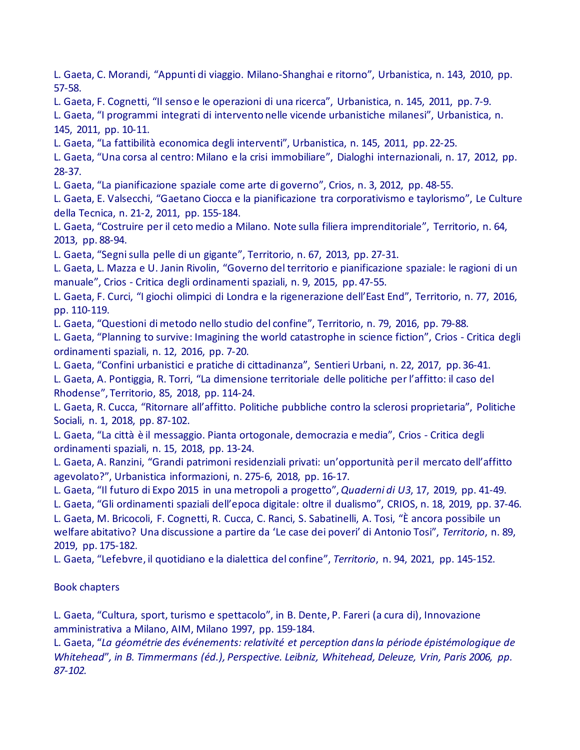L. Gaeta, C. Morandi, “Appunti di viaggio. Milano-Shanghai e ritorno”, Urbanistica, n. 143, 2010, pp. 57-58.

L. Gaeta, F. Cognetti, “Il senso e le operazioni di una ricerca”, Urbanistica, n. 145, 2011, pp. 7-9.

L. Gaeta, “I programmi integrati di intervento nelle vicende urbanistiche milanesi”, Urbanistica, n. 145, 2011, pp. 10-11.

L. Gaeta, “La fattibilità economica degli interventi”, Urbanistica, n. 145, 2011, pp. 22-25.

L. Gaeta, “Una corsa al centro: Milano e la crisi immobiliare”, Dialoghi internazionali, n. 17, 2012, pp. 28-37.

L. Gaeta, “La pianificazione spaziale come arte di governo”, Crios, n. 3, 2012, pp. 48-55.

L. Gaeta, E. Valsecchi, “Gaetano Ciocca e la pianificazione tra corporativismo e taylorismo”, Le Culture della Tecnica, n. 21-2, 2011, pp. 155-184.

L. Gaeta, “Costruire per il ceto medio a Milano. Note sulla filiera imprenditoriale”, Territorio, n. 64, 2013, pp. 88-94.

L. Gaeta, “Segni sulla pelle di un gigante”, Territorio, n. 67, 2013, pp. 27-31.

L. Gaeta, L. Mazza e U. Janin Rivolin, “Governo del territorio e pianificazione spaziale: le ragioni di un manuale”, Crios - Critica degli ordinamenti spaziali, n. 9, 2015, pp. 47-55.

L. Gaeta, F. Curci, “I giochi olimpici di Londra e la rigenerazione dell’East End”, Territorio, n. 77, 2016, pp. 110-119.

L. Gaeta, “Questioni di metodo nello studio del confine”, Territorio, n. 79, 2016, pp. 79-88.

L. Gaeta, “Planning to survive: Imagining the world catastrophe in science fiction”, Crios - Critica degli ordinamenti spaziali, n. 12, 2016, pp. 7-20.

L. Gaeta, “Confini urbanistici e pratiche di cittadinanza”, Sentieri Urbani, n. 22, 2017, pp. 36-41.

L. Gaeta, A. Pontiggia, R. Torri, “La dimensione territoriale delle politiche per l’affitto: il caso del Rhodense”, Territorio, 85, 2018, pp. 114-24.

L. Gaeta, R. Cucca, “Ritornare all’affitto. Politiche pubbliche contro la sclerosi proprietaria”, Politiche Sociali, n. 1, 2018, pp. 87-102.

L. Gaeta, “La città è il messaggio. Pianta ortogonale, democrazia e media”, Crios - Critica degli ordinamenti spaziali, n. 15, 2018, pp. 13-24.

L. Gaeta, A. Ranzini, “Grandi patrimoni residenziali privati: un’opportunità per il mercato dell’affitto agevolato?”, Urbanistica informazioni, n. 275-6, 2018, pp. 16-17.

L. Gaeta, “Il futuro di Expo 2015 in una metropoli a progetto”, *Quaderni di U3*, 17, 2019, pp. 41-49.

L. Gaeta, “Gli ordinamenti spaziali dell’epoca digitale: oltre il dualismo”, CRIOS, n. 18, 2019, pp. 37-46.

L. Gaeta, M. Bricocoli, F. Cognetti, R. Cucca, C. Ranci, S. Sabatinelli, A. Tosi, “È ancora possibile un welfare abitativo? Una discussione a partire da ‘Le case dei poveri’ di Antonio Tosi”, *Territorio*, n. 89, 2019, pp. 175-182.

L. Gaeta, “Lefebvre, il quotidiano e la dialettica del confine”, *Territorio*, n. 94, 2021, pp. 145-152.

Book chapters

L. Gaeta, “Cultura, sport, turismo e spettacolo”, in B. Dente, P. Fareri (a cura di), Innovazione amministrativa a Milano, AIM, Milano 1997, pp. 159-184.

L. Gaeta, “*La géométrie des événements: relativité et perception dans la période épistémologique de Whitehead”, in B. Timmermans (éd.), Perspective. Leibniz, Whitehead, Deleuze, Vrin, Paris 2006, pp. 87-102.*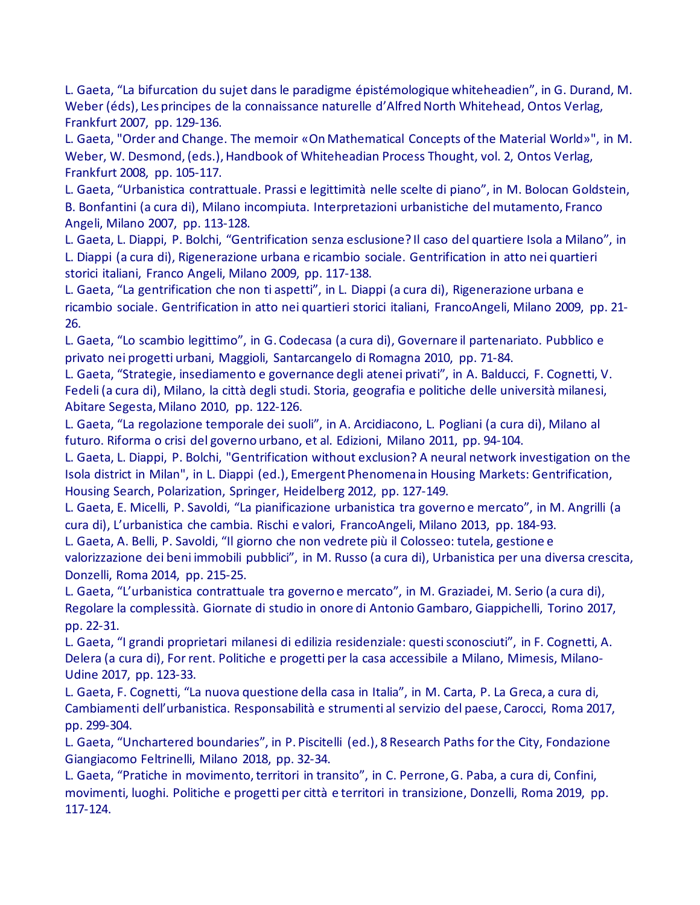L. Gaeta, “La bifurcation du sujet dans le paradigme épistémologique whiteheadien”, in G. Durand, M. Weber (éds), Les principes de la connaissance naturelle d’Alfred North Whitehead, Ontos Verlag, Frankfurt 2007, pp. 129-136.

L. Gaeta, "Order and Change. The memoir «On Mathematical Concepts of the Material World»", in M. Weber, W. Desmond, (eds.), Handbook of Whiteheadian Process Thought, vol. 2, Ontos Verlag, Frankfurt 2008, pp. 105-117.

L. Gaeta, “Urbanistica contrattuale. Prassi e legittimità nelle scelte di piano”, in M. Bolocan Goldstein, B. Bonfantini (a cura di), Milano incompiuta. Interpretazioni urbanistiche del mutamento, Franco Angeli, Milano 2007, pp. 113-128.

L. Gaeta, L. Diappi, P. Bolchi, “Gentrification senza esclusione? Il caso del quartiere Isola a Milano”, in L. Diappi (a cura di), Rigenerazione urbana e ricambio sociale. Gentrification in atto nei quartieri storici italiani, Franco Angeli, Milano 2009, pp. 117-138.

L. Gaeta, “La gentrification che non ti aspetti”, in L. Diappi (a cura di), Rigenerazione urbana e ricambio sociale. Gentrification in atto nei quartieri storici italiani, FrancoAngeli, Milano 2009, pp. 21-26.

L. Gaeta, “Lo scambio legittimo”, in G. Codecasa (a cura di), Governare il partenariato. Pubblico e privato nei progetti urbani, Maggioli, Santarcangelo di Romagna 2010, pp. 71-84.

L. Gaeta, “Strategie, insediamento e governance degli atenei privati”, in A. Balducci, F. Cognetti, V. Fedeli (a cura di), Milano, la città degli studi. Storia, geografia e politiche delle università milanesi, Abitare Segesta, Milano 2010, pp. 122-126.

L. Gaeta, “La regolazione temporale dei suoli”, in A. Arcidiacono, L. Pogliani (a cura di), Milano al futuro. Riforma o crisi del governo urbano, et al. Edizioni, Milano 2011, pp. 94-104.

L. Gaeta, L. Diappi, P. Bolchi, "Gentrification without exclusion? A neural network investigation on the Isola district in Milan", in L. Diappi (ed.), Emergent Phenomena in Housing Markets: Gentrification, Housing Search, Polarization, Springer, Heidelberg 2012, pp. 127-149.

L. Gaeta, E. Micelli, P. Savoldi, “La pianificazione urbanistica tra governo e mercato”, in M. Angrilli (a cura di), L’urbanistica che cambia. Rischi e valori, FrancoAngeli, Milano 2013, pp. 184-93.

L. Gaeta, A. Belli, P. Savoldi, “Il giorno che non vedrete più il Colosseo: tutela, gestione e valorizzazione dei beni immobili pubblici”, in M. Russo (a cura di), Urbanistica per una diversa crescita, Donzelli, Roma 2014, pp. 215-25.

L. Gaeta, “L’urbanistica contrattuale tra governo e mercato”, in M. Graziadei, M. Serio (a cura di), Regolare la complessità. Giornate di studio in onore di Antonio Gambaro, Giappichelli, Torino 2017, pp. 22-31.

L. Gaeta, “I grandi proprietari milanesi di edilizia residenziale: questi sconosciuti”, in F. Cognetti, A. Delera (a cura di), For rent. Politiche e progetti per la casa accessibile a Milano, Mimesis, Milano-Udine 2017, pp. 123-33.

L. Gaeta, F. Cognetti, “La nuova questione della casa in Italia”, in M. Carta, P. La Greca, a cura di, Cambiamenti dell’urbanistica. Responsabilità e strumenti al servizio del paese, Carocci, Roma 2017, pp. 299-304.

L. Gaeta, “Unchartered boundaries”, in P. Piscitelli (ed.), 8 Research Paths for the City, Fondazione Giangiacomo Feltrinelli, Milano 2018, pp. 32-34.

L. Gaeta, “Pratiche in movimento, territori in transito”, in C. Perrone, G. Paba, a cura di, Confini, movimenti, luoghi. Politiche e progetti per città e territori in transizione, Donzelli, Roma 2019, pp. 117-124.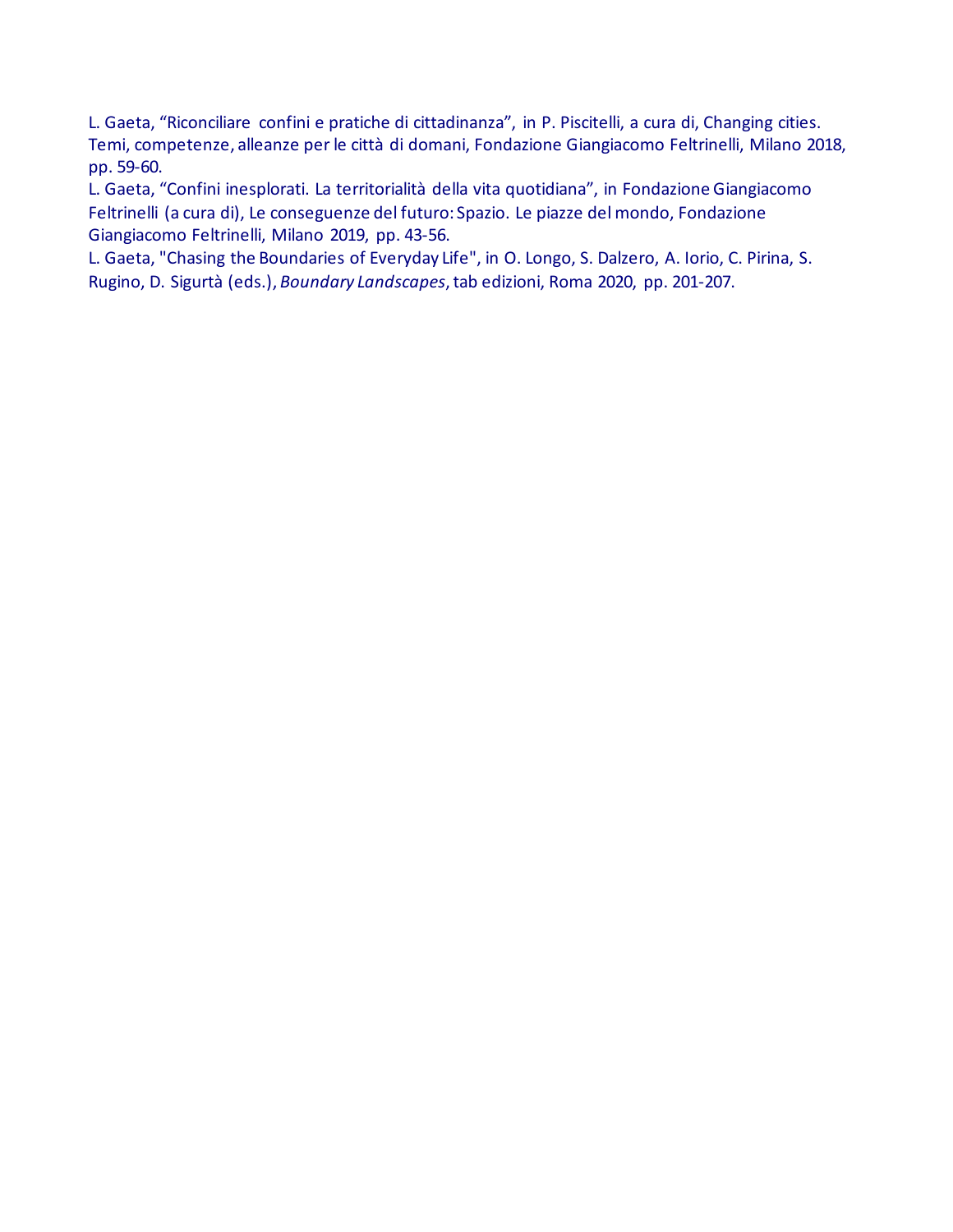L. Gaeta, “Riconciliare confini e pratiche di cittadinanza”, in P. Piscitelli, a cura di, Changing cities. Temi, competenze, alleanze per le città di domani, Fondazione Giangiacomo Feltrinelli, Milano 2018, pp. 59-60.

L. Gaeta, “Confini inesplorati. La territorialità della vita quotidiana”, in Fondazione Giangiacomo Feltrinelli (a cura di), Le conseguenze del futuro: Spazio. Le piazze del mondo, Fondazione Giangiacomo Feltrinelli, Milano 2019, pp. 43-56.

L. Gaeta, "Chasing the Boundaries of Everyday Life", in O. Longo, S. Dalzero, A. Iorio, C. Pirina, S. Rugino, D. Sigurtà (eds.), *Boundary Landscapes*, tab edizioni, Roma 2020, pp. 201-207.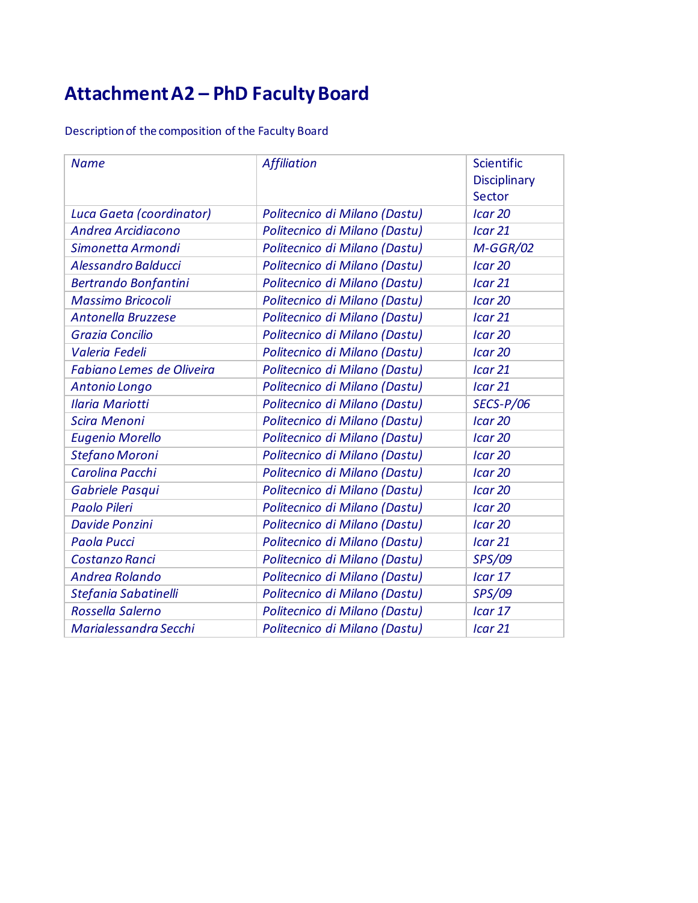# Attachment A2 – PhD Faculty Board

Description of the composition of the Faculty Board

| *Name* | *Affiliation* | Scientific Disciplinary Sector |
|---|---|---|
| *Luca Gaeta (coordinator)* | *Politecnico di Milano (Dastu)* | *Icar 20* |
| *Andrea Arcidiacono* | *Politecnico di Milano (Dastu)* | *Icar 21* |
| *Simonetta Armondi* | *Politecnico di Milano (Dastu)* | *M-GGR/02* |
| *Alessandro Balducci* | *Politecnico di Milano (Dastu)* | *Icar 20* |
| *Bertrando Bonfantini* | *Politecnico di Milano (Dastu)* | *Icar 21* |
| *Massimo Bricocoli* | *Politecnico di Milano (Dastu)* | *Icar 20* |
| *Antonella Bruzzese* | *Politecnico di Milano (Dastu)* | *Icar 21* |
| *Grazia Concilio* | *Politecnico di Milano (Dastu)* | *Icar 20* |
| *Valeria Fedeli* | *Politecnico di Milano (Dastu)* | *Icar 20* |
| *Fabiano Lemes de Oliveira* | *Politecnico di Milano (Dastu)* | *Icar 21* |
| *Antonio Longo* | *Politecnico di Milano (Dastu)* | *Icar 21* |
| *Ilaria Mariotti* | *Politecnico di Milano (Dastu)* | *SECS-P/06* |
| *Scira Menoni* | *Politecnico di Milano (Dastu)* | *Icar 20* |
| *Eugenio Morello* | *Politecnico di Milano (Dastu)* | *Icar 20* |
| *Stefano Moroni* | *Politecnico di Milano (Dastu)* | *Icar 20* |
| *Carolina Pacchi* | *Politecnico di Milano (Dastu)* | *Icar 20* |
| *Gabriele Pasqui* | *Politecnico di Milano (Dastu)* | *Icar 20* |
| *Paolo Pileri* | *Politecnico di Milano (Dastu)* | *Icar 20* |
| *Davide Ponzini* | *Politecnico di Milano (Dastu)* | *Icar 20* |
| *Paola Pucci* | *Politecnico di Milano (Dastu)* | *Icar 21* |
| *Costanzo Ranci* | *Politecnico di Milano (Dastu)* | *SPS/09* |
| *Andrea Rolando* | *Politecnico di Milano (Dastu)* | *Icar 17* |
| *Stefania Sabatinelli* | *Politecnico di Milano (Dastu)* | *SPS/09* |
| *Rossella Salerno* | *Politecnico di Milano (Dastu)* | *Icar 17* |
| *Marialessandra Secchi* | *Politecnico di Milano (Dastu)* | *Icar 21* |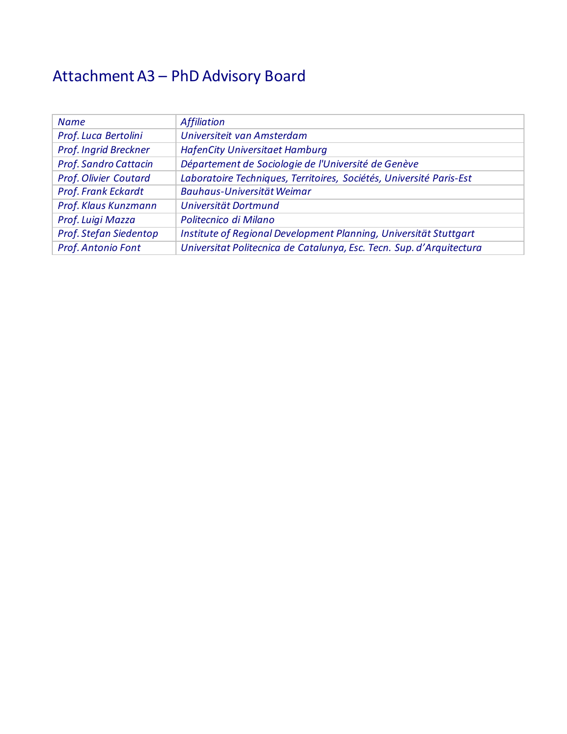# Attachment A3 – PhD Advisory Board

| *Name* | *Affiliation* |
| --- | --- |
| *Prof. Luca Bertolini* | *Universiteit van Amsterdam* |
| *Prof. Ingrid Breckner* | *HafenCity Universitaet Hamburg* |
| *Prof. Sandro Cattacin* | *Département de Sociologie de l'Université de Genève* |
| *Prof. Olivier Coutard* | *Laboratoire Techniques, Territoires, Sociétés, Université Paris-Est* |
| *Prof. Frank Eckardt* | *Bauhaus-Universität Weimar* |
| *Prof. Klaus Kunzmann* | *Universität Dortmund* |
| *Prof. Luigi Mazza* | *Politecnico di Milano* |
| *Prof. Stefan Siedentop* | *Institute of Regional Development Planning, Universität Stuttgart* |
| *Prof. Antonio Font* | *Universitat Politecnica de Catalunya, Esc. Tecn. Sup. d'Arquitectura* |